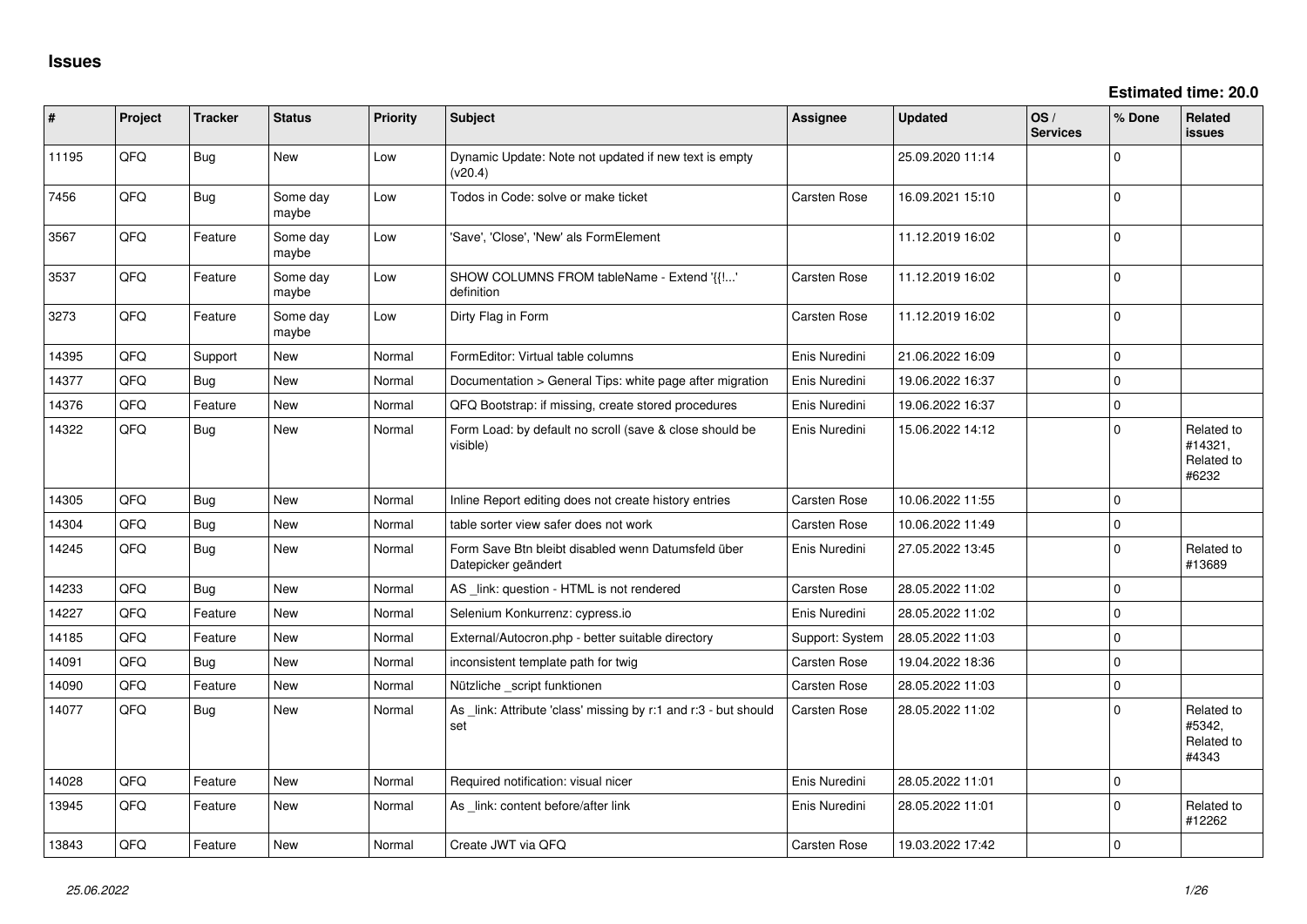# Issues

**Estimated time: 20.0**

| # | Project | Tracker | Status | Priority | Subject | Assignee | Updated | OS / Services | % Done | Related issues |
|---|---|---|---|---|---|---|---|---|---|---|
| 11195 | QFQ | Bug | New | Low | Dynamic Update: Note not updated if new text is empty (v20.4) | | 25.09.2020 11:14 | | 0 | |
| 7456 | QFQ | Bug | Some day maybe | Low | Todos in Code: solve or make ticket | Carsten Rose | 16.09.2021 15:10 | | 0 | |
| 3567 | QFQ | Feature | Some day maybe | Low | 'Save', 'Close', 'New' als FormElement | | 11.12.2019 16:02 | | 0 | |
| 3537 | QFQ | Feature | Some day maybe | Low | SHOW COLUMNS FROM tableName - Extend '{{!...' definition | Carsten Rose | 11.12.2019 16:02 | | 0 | |
| 3273 | QFQ | Feature | Some day maybe | Low | Dirty Flag in Form | Carsten Rose | 11.12.2019 16:02 | | 0 | |
| 14395 | QFQ | Support | New | Normal | FormEditor: Virtual table columns | Enis Nuredini | 21.06.2022 16:09 | | 0 | |
| 14377 | QFQ | Bug | New | Normal | Documentation > General Tips: white page after migration | Enis Nuredini | 19.06.2022 16:37 | | 0 | |
| 14376 | QFQ | Feature | New | Normal | QFQ Bootstrap: if missing, create stored procedures | Enis Nuredini | 19.06.2022 16:37 | | 0 | |
| 14322 | QFQ | Bug | New | Normal | Form Load: by default no scroll (save & close should be visible) | Enis Nuredini | 15.06.2022 14:12 | | 0 | Related to #14321, Related to #6232 |
| 14305 | QFQ | Bug | New | Normal | Inline Report editing does not create history entries | Carsten Rose | 10.06.2022 11:55 | | 0 | |
| 14304 | QFQ | Bug | New | Normal | table sorter view safer does not work | Carsten Rose | 10.06.2022 11:49 | | 0 | |
| 14245 | QFQ | Bug | New | Normal | Form Save Btn bleibt disabled wenn Datumsfeld über Datepicker geändert | Enis Nuredini | 27.05.2022 13:45 | | 0 | Related to #13689 |
| 14233 | QFQ | Bug | New | Normal | AS _link: question - HTML is not rendered | Carsten Rose | 28.05.2022 11:02 | | 0 | |
| 14227 | QFQ | Feature | New | Normal | Selenium Konkurrenz: cypress.io | Enis Nuredini | 28.05.2022 11:02 | | 0 | |
| 14185 | QFQ | Feature | New | Normal | External/Autocron.php - better suitable directory | Support: System | 28.05.2022 11:03 | | 0 | |
| 14091 | QFQ | Bug | New | Normal | inconsistent template path for twig | Carsten Rose | 19.04.2022 18:36 | | 0 | |
| 14090 | QFQ | Feature | New | Normal | Nützliche _script funktionen | Carsten Rose | 28.05.2022 11:03 | | 0 | |
| 14077 | QFQ | Bug | New | Normal | As _link: Attribute 'class' missing by r:1 and r:3 - but should set | Carsten Rose | 28.05.2022 11:02 | | 0 | Related to #5342, Related to #4343 |
| 14028 | QFQ | Feature | New | Normal | Required notification: visual nicer | Enis Nuredini | 28.05.2022 11:01 | | 0 | |
| 13945 | QFQ | Feature | New | Normal | As _link: content before/after link | Enis Nuredini | 28.05.2022 11:01 | | 0 | Related to #12262 |
| 13843 | QFQ | Feature | New | Normal | Create JWT via QFQ | Carsten Rose | 19.03.2022 17:42 | | 0 | |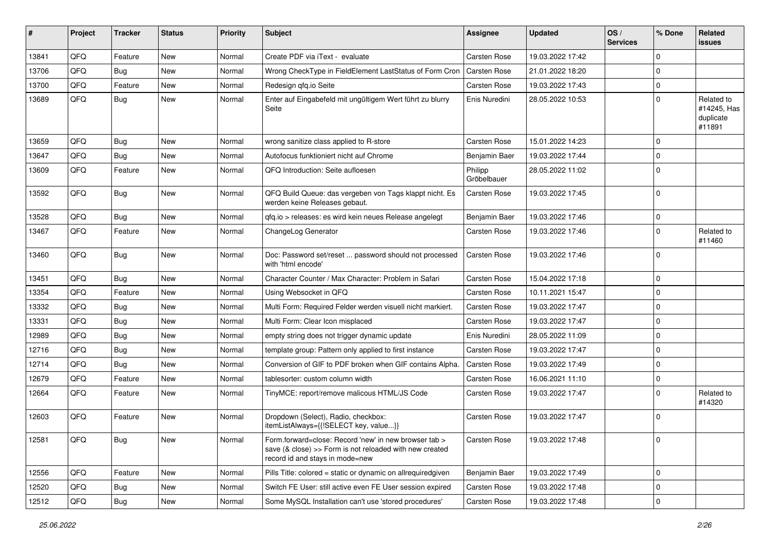| # | Project | Tracker | Status | Priority | Subject | Assignee | Updated | OS / Services | % Done | Related issues |
|---|---|---|---|---|---|---|---|---|---|---|
| 13841 | QFQ | Feature | New | Normal | Create PDF via iText - evaluate | Carsten Rose | 19.03.2022 17:42 | | 0 | |
| 13706 | QFQ | Bug | New | Normal | Wrong CheckType in FieldElement LastStatus of Form Cron | Carsten Rose | 21.01.2022 18:20 | | 0 | |
| 13700 | QFQ | Feature | New | Normal | Redesign qfq.io Seite | Carsten Rose | 19.03.2022 17:43 | | 0 | |
| 13689 | QFQ | Bug | New | Normal | Enter auf Eingabefeld mit ungültigem Wert führt zu blurry Seite | Enis Nuredini | 28.05.2022 10:53 | | 0 | Related to #14245, Has duplicate #11891 |
| 13659 | QFQ | Bug | New | Normal | wrong sanitize class applied to R-store | Carsten Rose | 15.01.2022 14:23 | | 0 | |
| 13647 | QFQ | Bug | New | Normal | Autofocus funktioniert nicht auf Chrome | Benjamin Baer | 19.03.2022 17:44 | | 0 | |
| 13609 | QFQ | Feature | New | Normal | QFQ Introduction: Seite aufloesen | Philipp Gröbelbauer | 28.05.2022 11:02 | | 0 | |
| 13592 | QFQ | Bug | New | Normal | QFQ Build Queue: das vergeben von Tags klappt nicht. Es werden keine Releases gebaut. | Carsten Rose | 19.03.2022 17:45 | | 0 | |
| 13528 | QFQ | Bug | New | Normal | qfq.io > releases: es wird kein neues Release angelegt | Benjamin Baer | 19.03.2022 17:46 | | 0 | |
| 13467 | QFQ | Feature | New | Normal | ChangeLog Generator | Carsten Rose | 19.03.2022 17:46 | | 0 | Related to #11460 |
| 13460 | QFQ | Bug | New | Normal | Doc: Password set/reset ... password should not processed with 'html encode' | Carsten Rose | 19.03.2022 17:46 | | 0 | |
| 13451 | QFQ | Bug | New | Normal | Character Counter / Max Character: Problem in Safari | Carsten Rose | 15.04.2022 17:18 | | 0 | |
| 13354 | QFQ | Feature | New | Normal | Using Websocket in QFQ | Carsten Rose | 10.11.2021 15:47 | | 0 | |
| 13332 | QFQ | Bug | New | Normal | Multi Form: Required Felder werden visuell nicht markiert. | Carsten Rose | 19.03.2022 17:47 | | 0 | |
| 13331 | QFQ | Bug | New | Normal | Multi Form: Clear Icon misplaced | Carsten Rose | 19.03.2022 17:47 | | 0 | |
| 12989 | QFQ | Bug | New | Normal | empty string does not trigger dynamic update | Enis Nuredini | 28.05.2022 11:09 | | 0 | |
| 12716 | QFQ | Bug | New | Normal | template group: Pattern only applied to first instance | Carsten Rose | 19.03.2022 17:47 | | 0 | |
| 12714 | QFQ | Bug | New | Normal | Conversion of GIF to PDF broken when GIF contains Alpha. | Carsten Rose | 19.03.2022 17:49 | | 0 | |
| 12679 | QFQ | Feature | New | Normal | tablesorter: custom column width | Carsten Rose | 16.06.2021 11:10 | | 0 | |
| 12664 | QFQ | Feature | New | Normal | TinyMCE: report/remove malicous HTML/JS Code | Carsten Rose | 19.03.2022 17:47 | | 0 | Related to #14320 |
| 12603 | QFQ | Feature | New | Normal | Dropdown (Select), Radio, checkbox: itemListAlways={{!SELECT key, value...}} | Carsten Rose | 19.03.2022 17:47 | | 0 | |
| 12581 | QFQ | Bug | New | Normal | Form.forward=close: Record 'new' in new browser tab > save (& close) >> Form is not reloaded with new created record id and stays in mode=new | Carsten Rose | 19.03.2022 17:48 | | 0 | |
| 12556 | QFQ | Feature | New | Normal | Pills Title: colored = static or dynamic on allrequiredgiven | Benjamin Baer | 19.03.2022 17:49 | | 0 | |
| 12520 | QFQ | Bug | New | Normal | Switch FE User: still active even FE User session expired | Carsten Rose | 19.03.2022 17:48 | | 0 | |
| 12512 | QFQ | Bug | New | Normal | Some MySQL Installation can't use 'stored procedures' | Carsten Rose | 19.03.2022 17:48 | | 0 | |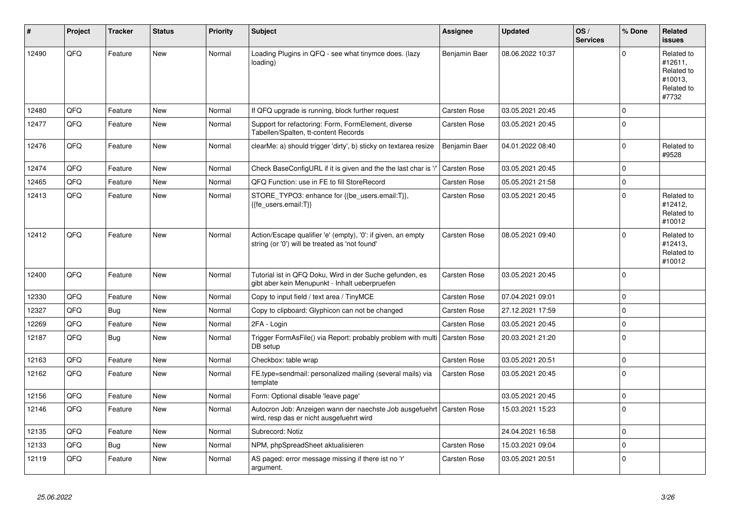| # | Project | Tracker | Status | Priority | Subject | Assignee | Updated | OS / Services | % Done | Related issues |
|---|---|---|---|---|---|---|---|---|---|---|
| 12490 | QFQ | Feature | New | Normal | Loading Plugins in QFQ - see what tinymce does. (lazy loading) | Benjamin Baer | 08.06.2022 10:37 | | 0 | Related to #12611, Related to #10013, Related to #7732 |
| 12480 | QFQ | Feature | New | Normal | If QFQ upgrade is running, block further request | Carsten Rose | 03.05.2021 20:45 | | 0 | |
| 12477 | QFQ | Feature | New | Normal | Support for refactoring: Form, FormElement, diverse Tabellen/Spalten, tt-content Records | Carsten Rose | 03.05.2021 20:45 | | 0 | |
| 12476 | QFQ | Feature | New | Normal | clearMe: a) should trigger 'dirty', b) sticky on textarea resize | Benjamin Baer | 04.01.2022 08:40 | | 0 | Related to #9528 |
| 12474 | QFQ | Feature | New | Normal | Check BaseConfigURL if it is given and the the last char is '/' | Carsten Rose | 03.05.2021 20:45 | | 0 | |
| 12465 | QFQ | Feature | New | Normal | QFQ Function: use in FE to fill StoreRecord | Carsten Rose | 05.05.2021 21:58 | | 0 | |
| 12413 | QFQ | Feature | New | Normal | STORE_TYPO3: enhance for {{be_users.email:T}}, {{fe_users.email:T}} | Carsten Rose | 03.05.2021 20:45 | | 0 | Related to #12412, Related to #10012 |
| 12412 | QFQ | Feature | New | Normal | Action/Escape qualifier 'e' (empty), '0': if given, an empty string (or '0') will be treated as 'not found' | Carsten Rose | 08.05.2021 09:40 | | 0 | Related to #12413, Related to #10012 |
| 12400 | QFQ | Feature | New | Normal | Tutorial ist in QFQ Doku, Wird in der Suche gefunden, es gibt aber kein Menupunkt - Inhalt ueberpruefen | Carsten Rose | 03.05.2021 20:45 | | 0 | |
| 12330 | QFQ | Feature | New | Normal | Copy to input field / text area / TinyMCE | Carsten Rose | 07.04.2021 09:01 | | 0 | |
| 12327 | QFQ | Bug | New | Normal | Copy to clipboard: Glyphicon can not be changed | Carsten Rose | 27.12.2021 17:59 | | 0 | |
| 12269 | QFQ | Feature | New | Normal | 2FA - Login | Carsten Rose | 03.05.2021 20:45 | | 0 | |
| 12187 | QFQ | Bug | New | Normal | Trigger FormAsFile() via Report: probably problem with multi DB setup | Carsten Rose | 20.03.2021 21:20 | | 0 | |
| 12163 | QFQ | Feature | New | Normal | Checkbox: table wrap | Carsten Rose | 03.05.2021 20:51 | | 0 | |
| 12162 | QFQ | Feature | New | Normal | FE.type=sendmail: personalized mailing (several mails) via template | Carsten Rose | 03.05.2021 20:45 | | 0 | |
| 12156 | QFQ | Feature | New | Normal | Form: Optional disable 'leave page' | | 03.05.2021 20:45 | | 0 | |
| 12146 | QFQ | Feature | New | Normal | Autocron Job: Anzeigen wann der naechste Job ausgefuehrt wird, resp das er nicht ausgefuehrt wird | Carsten Rose | 15.03.2021 15:23 | | 0 | |
| 12135 | QFQ | Feature | New | Normal | Subrecord: Notiz | | 24.04.2021 16:58 | | 0 | |
| 12133 | QFQ | Bug | New | Normal | NPM, phpSpreadSheet aktualisieren | Carsten Rose | 15.03.2021 09:04 | | 0 | |
| 12119 | QFQ | Feature | New | Normal | AS paged: error message missing if there ist no 'r' argument. | Carsten Rose | 03.05.2021 20:51 | | 0 | |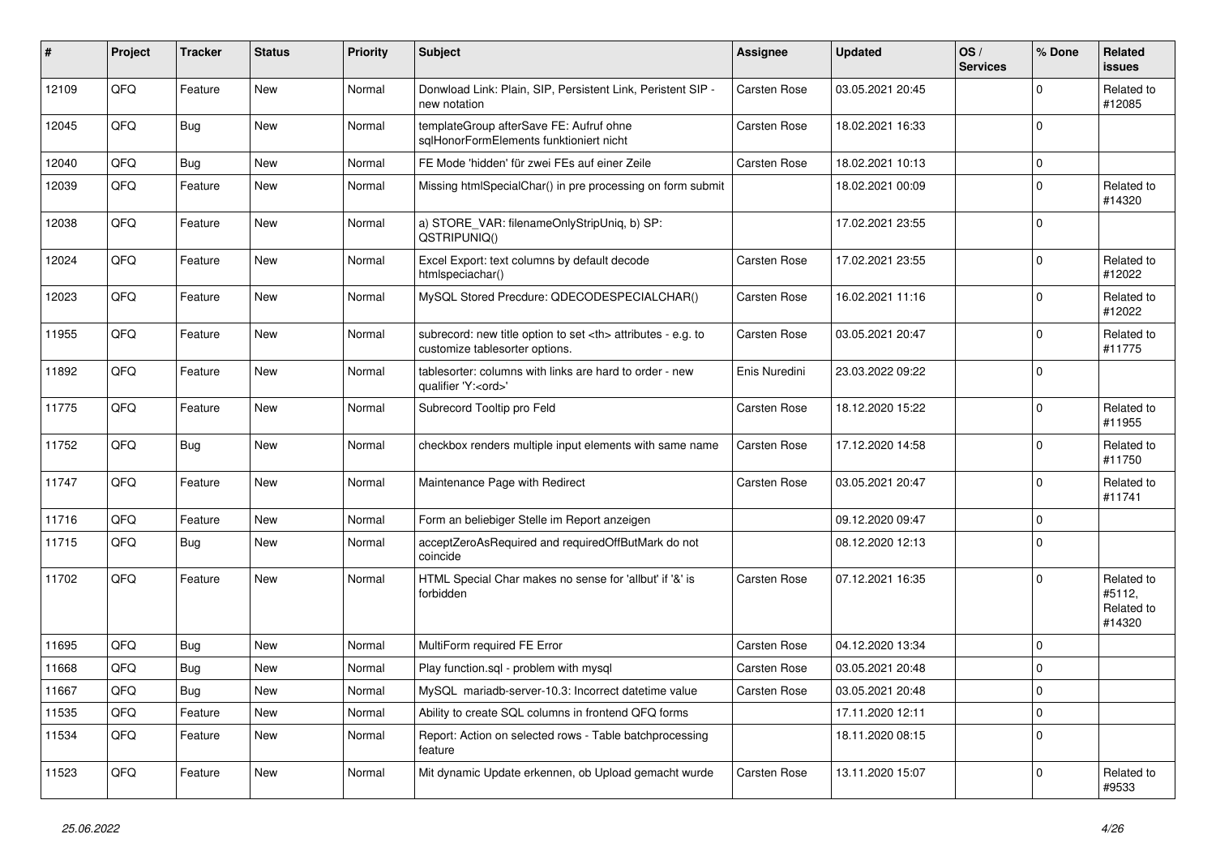| # | Project | Tracker | Status | Priority | Subject | Assignee | Updated | OS / Services | % Done | Related issues |
|---|---|---|---|---|---|---|---|---|---|---|
| 12109 | QFQ | Feature | New | Normal | Donwload Link: Plain, SIP, Persistent Link, Peristent SIP - new notation | Carsten Rose | 03.05.2021 20:45 | | 0 | Related to #12085 |
| 12045 | QFQ | Bug | New | Normal | templateGroup afterSave FE: Aufruf ohne sqlHonorFormElements funktioniert nicht | Carsten Rose | 18.02.2021 16:33 | | 0 | |
| 12040 | QFQ | Bug | New | Normal | FE Mode 'hidden' für zwei FEs auf einer Zeile | Carsten Rose | 18.02.2021 10:13 | | 0 | |
| 12039 | QFQ | Feature | New | Normal | Missing htmlSpecialChar() in pre processing on form submit | | 18.02.2021 00:09 | | 0 | Related to #14320 |
| 12038 | QFQ | Feature | New | Normal | a) STORE_VAR: filenameOnlyStripUniq, b) SP: QSTRIPUNIQ() | | 17.02.2021 23:55 | | 0 | |
| 12024 | QFQ | Feature | New | Normal | Excel Export: text columns by default decode htmlspeciachar() | Carsten Rose | 17.02.2021 23:55 | | 0 | Related to #12022 |
| 12023 | QFQ | Feature | New | Normal | MySQL Stored Precdure: QDECODESPECIALCHAR() | Carsten Rose | 16.02.2021 11:16 | | 0 | Related to #12022 |
| 11955 | QFQ | Feature | New | Normal | subrecord: new title option to set <th> attributes - e.g. to customize tablesorter options. | Carsten Rose | 03.05.2021 20:47 | | 0 | Related to #11775 |
| 11892 | QFQ | Feature | New | Normal | tablesorter: columns with links are hard to order - new qualifier 'Y:<ord>' | Enis Nuredini | 23.03.2022 09:22 | | 0 | |
| 11775 | QFQ | Feature | New | Normal | Subrecord Tooltip pro Feld | Carsten Rose | 18.12.2020 15:22 | | 0 | Related to #11955 |
| 11752 | QFQ | Bug | New | Normal | checkbox renders multiple input elements with same name | Carsten Rose | 17.12.2020 14:58 | | 0 | Related to #11750 |
| 11747 | QFQ | Feature | New | Normal | Maintenance Page with Redirect | Carsten Rose | 03.05.2021 20:47 | | 0 | Related to #11741 |
| 11716 | QFQ | Feature | New | Normal | Form an beliebiger Stelle im Report anzeigen | | 09.12.2020 09:47 | | 0 | |
| 11715 | QFQ | Bug | New | Normal | acceptZeroAsRequired and requiredOffButMark do not coincide | | 08.12.2020 12:13 | | 0 | |
| 11702 | QFQ | Feature | New | Normal | HTML Special Char makes no sense for 'allbut' if '&' is forbidden | Carsten Rose | 07.12.2021 16:35 | | 0 | Related to #5112, Related to #14320 |
| 11695 | QFQ | Bug | New | Normal | MultiForm required FE Error | Carsten Rose | 04.12.2020 13:34 | | 0 | |
| 11668 | QFQ | Bug | New | Normal | Play function.sql - problem with mysql | Carsten Rose | 03.05.2021 20:48 | | 0 | |
| 11667 | QFQ | Bug | New | Normal | MySQL mariadb-server-10.3: Incorrect datetime value | Carsten Rose | 03.05.2021 20:48 | | 0 | |
| 11535 | QFQ | Feature | New | Normal | Ability to create SQL columns in frontend QFQ forms | | 17.11.2020 12:11 | | 0 | |
| 11534 | QFQ | Feature | New | Normal | Report: Action on selected rows - Table batchprocessing feature | | 18.11.2020 08:15 | | 0 | |
| 11523 | QFQ | Feature | New | Normal | Mit dynamic Update erkennen, ob Upload gemacht wurde | Carsten Rose | 13.11.2020 15:07 | | 0 | Related to #9533 |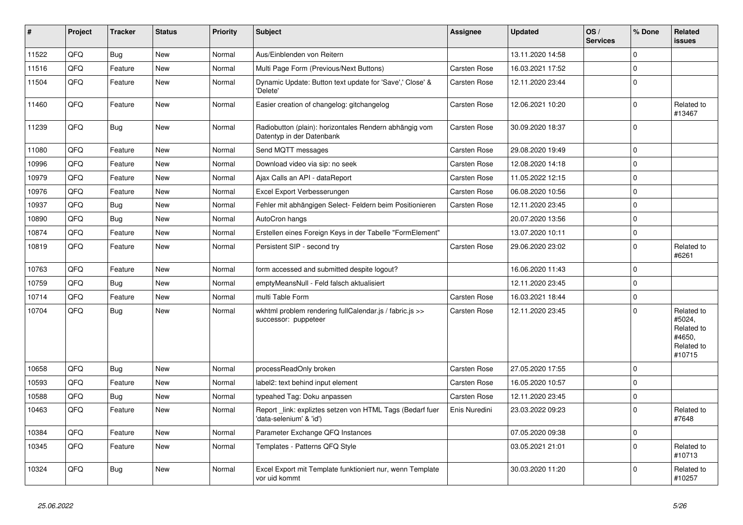| # | Project | Tracker | Status | Priority | Subject | Assignee | Updated | OS / Services | % Done | Related issues |
|---|---|---|---|---|---|---|---|---|---|---|
| 11522 | QFQ | Bug | New | Normal | Aus/Einblenden von Reitern | | 13.11.2020 14:58 | | 0 | |
| 11516 | QFQ | Feature | New | Normal | Multi Page Form (Previous/Next Buttons) | Carsten Rose | 16.03.2021 17:52 | | 0 | |
| 11504 | QFQ | Feature | New | Normal | Dynamic Update: Button text update for 'Save',' Close' & 'Delete' | Carsten Rose | 12.11.2020 23:44 | | 0 | |
| 11460 | QFQ | Feature | New | Normal | Easier creation of changelog: gitchangelog | Carsten Rose | 12.06.2021 10:20 | | 0 | Related to #13467 |
| 11239 | QFQ | Bug | New | Normal | Radiobutton (plain): horizontales Rendern abhängig vom Datentyp in der Datenbank | Carsten Rose | 30.09.2020 18:37 | | 0 | |
| 11080 | QFQ | Feature | New | Normal | Send MQTT messages | Carsten Rose | 29.08.2020 19:49 | | 0 | |
| 10996 | QFQ | Feature | New | Normal | Download video via sip: no seek | Carsten Rose | 12.08.2020 14:18 | | 0 | |
| 10979 | QFQ | Feature | New | Normal | Ajax Calls an API - dataReport | Carsten Rose | 11.05.2022 12:15 | | 0 | |
| 10976 | QFQ | Feature | New | Normal | Excel Export Verbesserungen | Carsten Rose | 06.08.2020 10:56 | | 0 | |
| 10937 | QFQ | Bug | New | Normal | Fehler mit abhängigen Select- Feldern beim Positionieren | Carsten Rose | 12.11.2020 23:45 | | 0 | |
| 10890 | QFQ | Bug | New | Normal | AutoCron hangs | | 20.07.2020 13:56 | | 0 | |
| 10874 | QFQ | Feature | New | Normal | Erstellen eines Foreign Keys in der Tabelle "FormElement" | | 13.07.2020 10:11 | | 0 | |
| 10819 | QFQ | Feature | New | Normal | Persistent SIP - second try | Carsten Rose | 29.06.2020 23:02 | | 0 | Related to #6261 |
| 10763 | QFQ | Feature | New | Normal | form accessed and submitted despite logout? | | 16.06.2020 11:43 | | 0 | |
| 10759 | QFQ | Bug | New | Normal | emptyMeansNull - Feld falsch aktualisiert | | 12.11.2020 23:45 | | 0 | |
| 10714 | QFQ | Feature | New | Normal | multi Table Form | Carsten Rose | 16.03.2021 18:44 | | 0 | |
| 10704 | QFQ | Bug | New | Normal | wkhtml problem rendering fullCalendar.js / fabric.js >> successor: puppeteer | Carsten Rose | 12.11.2020 23:45 | | 0 | Related to #5024, Related to #4650, Related to #10715 |
| 10658 | QFQ | Bug | New | Normal | processReadOnly broken | Carsten Rose | 27.05.2020 17:55 | | 0 | |
| 10593 | QFQ | Feature | New | Normal | label2: text behind input element | Carsten Rose | 16.05.2020 10:57 | | 0 | |
| 10588 | QFQ | Bug | New | Normal | typeahed Tag: Doku anpassen | Carsten Rose | 12.11.2020 23:45 | | 0 | |
| 10463 | QFQ | Feature | New | Normal | Report _link: expliztes setzen von HTML Tags (Bedarf fuer 'data-selenium' & 'id') | Enis Nuredini | 23.03.2022 09:23 | | 0 | Related to #7648 |
| 10384 | QFQ | Feature | New | Normal | Parameter Exchange QFQ Instances | | 07.05.2020 09:38 | | 0 | |
| 10345 | QFQ | Feature | New | Normal | Templates - Patterns QFQ Style | | 03.05.2021 21:01 | | 0 | Related to #10713 |
| 10324 | QFQ | Bug | New | Normal | Excel Export mit Template funktioniert nur, wenn Template vor uid kommt | | 30.03.2020 11:20 | | 0 | Related to #10257 |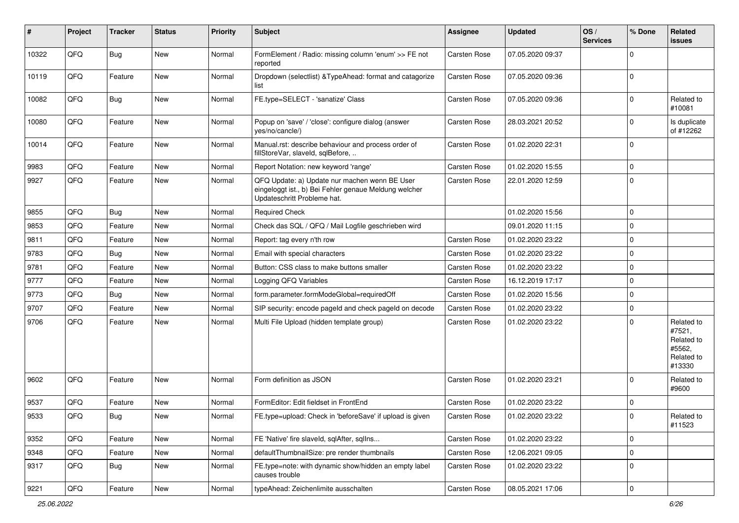| # | Project | Tracker | Status | Priority | Subject | Assignee | Updated | OS / Services | % Done | Related issues |
|---|---|---|---|---|---|---|---|---|---|---|
| 10322 | QFQ | Bug | New | Normal | FormElement / Radio: missing column 'enum' >> FE not reported | Carsten Rose | 07.05.2020 09:37 | | 0 | |
| 10119 | QFQ | Feature | New | Normal | Dropdown (selectlist) &TypeAhead: format and catagorize list | Carsten Rose | 07.05.2020 09:36 | | 0 | |
| 10082 | QFQ | Bug | New | Normal | FE.type=SELECT - 'sanatize' Class | Carsten Rose | 07.05.2020 09:36 | | 0 | Related to #10081 |
| 10080 | QFQ | Feature | New | Normal | Popup on 'save' / 'close': configure dialog (answer yes/no/cancle/) | Carsten Rose | 28.03.2021 20:52 | | 0 | Is duplicate of #12262 |
| 10014 | QFQ | Feature | New | Normal | Manual.rst: describe behaviour and process order of fillStoreVar, slaveId, sqlBefore, .. | Carsten Rose | 01.02.2020 22:31 | | 0 | |
| 9983 | QFQ | Feature | New | Normal | Report Notation: new keyword 'range' | Carsten Rose | 01.02.2020 15:55 | | 0 | |
| 9927 | QFQ | Feature | New | Normal | QFQ Update: a) Update nur machen wenn BE User eingeloggt ist., b) Bei Fehler genaue Meldung welcher Updateschritt Probleme hat. | Carsten Rose | 22.01.2020 12:59 | | 0 | |
| 9855 | QFQ | Bug | New | Normal | Required Check | | 01.02.2020 15:56 | | 0 | |
| 9853 | QFQ | Feature | New | Normal | Check das SQL / QFQ / Mail Logfile geschrieben wird | | 09.01.2020 11:15 | | 0 | |
| 9811 | QFQ | Feature | New | Normal | Report: tag every n'th row | Carsten Rose | 01.02.2020 23:22 | | 0 | |
| 9783 | QFQ | Bug | New | Normal | Email with special characters | Carsten Rose | 01.02.2020 23:22 | | 0 | |
| 9781 | QFQ | Feature | New | Normal | Button: CSS class to make buttons smaller | Carsten Rose | 01.02.2020 23:22 | | 0 | |
| 9777 | QFQ | Feature | New | Normal | Logging QFQ Variables | Carsten Rose | 16.12.2019 17:17 | | 0 | |
| 9773 | QFQ | Bug | New | Normal | form.parameter.formModeGlobal=requiredOff | Carsten Rose | 01.02.2020 15:56 | | 0 | |
| 9707 | QFQ | Feature | New | Normal | SIP security: encode pageId and check pageId on decode | Carsten Rose | 01.02.2020 23:22 | | 0 | |
| 9706 | QFQ | Feature | New | Normal | Multi File Upload (hidden template group) | Carsten Rose | 01.02.2020 23:22 | | 0 | Related to #7521, Related to #5562, Related to #13330 |
| 9602 | QFQ | Feature | New | Normal | Form definition as JSON | Carsten Rose | 01.02.2020 23:21 | | 0 | Related to #9600 |
| 9537 | QFQ | Feature | New | Normal | FormEditor: Edit fieldset in FrontEnd | Carsten Rose | 01.02.2020 23:22 | | 0 | |
| 9533 | QFQ | Bug | New | Normal | FE.type=upload: Check in 'beforeSave' if upload is given | Carsten Rose | 01.02.2020 23:22 | | 0 | Related to #11523 |
| 9352 | QFQ | Feature | New | Normal | FE 'Native' fire slaveId, sqlAfter, sqlIns... | Carsten Rose | 01.02.2020 23:22 | | 0 | |
| 9348 | QFQ | Feature | New | Normal | defaultThumbnailSize: pre render thumbnails | Carsten Rose | 12.06.2021 09:05 | | 0 | |
| 9317 | QFQ | Bug | New | Normal | FE.type=note: with dynamic show/hidden an empty label causes trouble | Carsten Rose | 01.02.2020 23:22 | | 0 | |
| 9221 | QFQ | Feature | New | Normal | typeAhead: Zeichenlimite ausschalten | Carsten Rose | 08.05.2021 17:06 | | 0 | |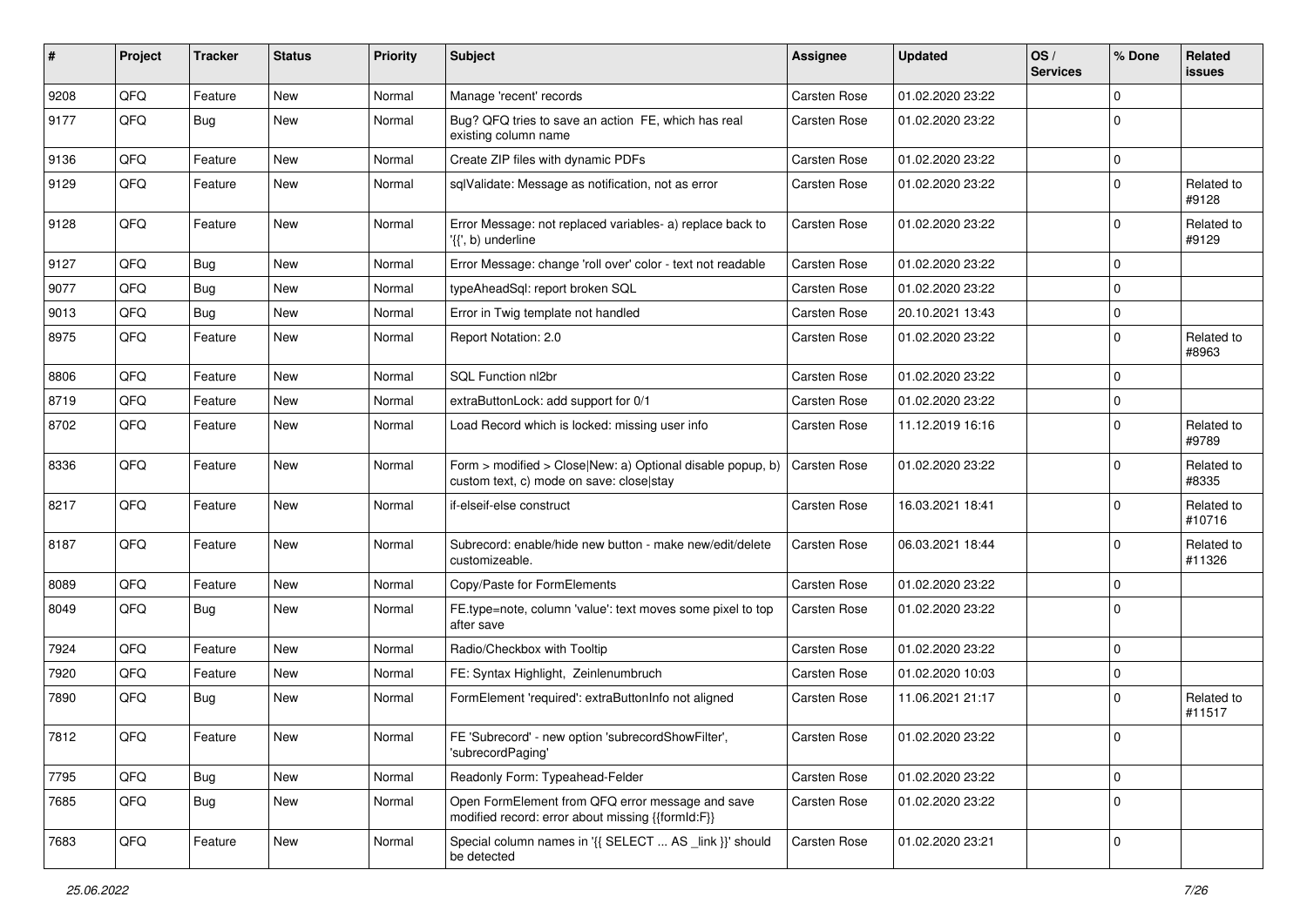| # | Project | Tracker | Status | Priority | Subject | Assignee | Updated | OS / Services | % Done | Related issues |
|---|---|---|---|---|---|---|---|---|---|---|
| 9208 | QFQ | Feature | New | Normal | Manage 'recent' records | Carsten Rose | 01.02.2020 23:22 | | 0 | |
| 9177 | QFQ | Bug | New | Normal | Bug? QFQ tries to save an action FE, which has real existing column name | Carsten Rose | 01.02.2020 23:22 | | 0 | |
| 9136 | QFQ | Feature | New | Normal | Create ZIP files with dynamic PDFs | Carsten Rose | 01.02.2020 23:22 | | 0 | |
| 9129 | QFQ | Feature | New | Normal | sqlValidate: Message as notification, not as error | Carsten Rose | 01.02.2020 23:22 | | 0 | Related to #9128 |
| 9128 | QFQ | Feature | New | Normal | Error Message: not replaced variables- a) replace back to '{{', b) underline | Carsten Rose | 01.02.2020 23:22 | | 0 | Related to #9129 |
| 9127 | QFQ | Bug | New | Normal | Error Message: change 'roll over' color - text not readable | Carsten Rose | 01.02.2020 23:22 | | 0 | |
| 9077 | QFQ | Bug | New | Normal | typeAheadSql: report broken SQL | Carsten Rose | 01.02.2020 23:22 | | 0 | |
| 9013 | QFQ | Bug | New | Normal | Error in Twig template not handled | Carsten Rose | 20.10.2021 13:43 | | 0 | |
| 8975 | QFQ | Feature | New | Normal | Report Notation: 2.0 | Carsten Rose | 01.02.2020 23:22 | | 0 | Related to #8963 |
| 8806 | QFQ | Feature | New | Normal | SQL Function nl2br | Carsten Rose | 01.02.2020 23:22 | | 0 | |
| 8719 | QFQ | Feature | New | Normal | extraButtonLock: add support for 0/1 | Carsten Rose | 01.02.2020 23:22 | | 0 | |
| 8702 | QFQ | Feature | New | Normal | Load Record which is locked: missing user info | Carsten Rose | 11.12.2019 16:16 | | 0 | Related to #9789 |
| 8336 | QFQ | Feature | New | Normal | Form > modified > Close\|New: a) Optional disable popup, b) custom text, c) mode on save: close\|stay | Carsten Rose | 01.02.2020 23:22 | | 0 | Related to #8335 |
| 8217 | QFQ | Feature | New | Normal | if-elseif-else construct | Carsten Rose | 16.03.2021 18:41 | | 0 | Related to #10716 |
| 8187 | QFQ | Feature | New | Normal | Subrecord: enable/hide new button - make new/edit/delete customizeable. | Carsten Rose | 06.03.2021 18:44 | | 0 | Related to #11326 |
| 8089 | QFQ | Feature | New | Normal | Copy/Paste for FormElements | Carsten Rose | 01.02.2020 23:22 | | 0 | |
| 8049 | QFQ | Bug | New | Normal | FE.type=note, column 'value': text moves some pixel to top after save | Carsten Rose | 01.02.2020 23:22 | | 0 | |
| 7924 | QFQ | Feature | New | Normal | Radio/Checkbox with Tooltip | Carsten Rose | 01.02.2020 23:22 | | 0 | |
| 7920 | QFQ | Feature | New | Normal | FE: Syntax Highlight, Zeinlenumbruch | Carsten Rose | 01.02.2020 10:03 | | 0 | |
| 7890 | QFQ | Bug | New | Normal | FormElement 'required': extraButtonInfo not aligned | Carsten Rose | 11.06.2021 21:17 | | 0 | Related to #11517 |
| 7812 | QFQ | Feature | New | Normal | FE 'Subrecord' - new option 'subrecordShowFilter', 'subrecordPaging' | Carsten Rose | 01.02.2020 23:22 | | 0 | |
| 7795 | QFQ | Bug | New | Normal | Readonly Form: Typeahead-Felder | Carsten Rose | 01.02.2020 23:22 | | 0 | |
| 7685 | QFQ | Bug | New | Normal | Open FormElement from QFQ error message and save modified record: error about missing {{formId:F}} | Carsten Rose | 01.02.2020 23:22 | | 0 | |
| 7683 | QFQ | Feature | New | Normal | Special column names in '{{ SELECT ... AS _link }}' should be detected | Carsten Rose | 01.02.2020 23:21 | | 0 | |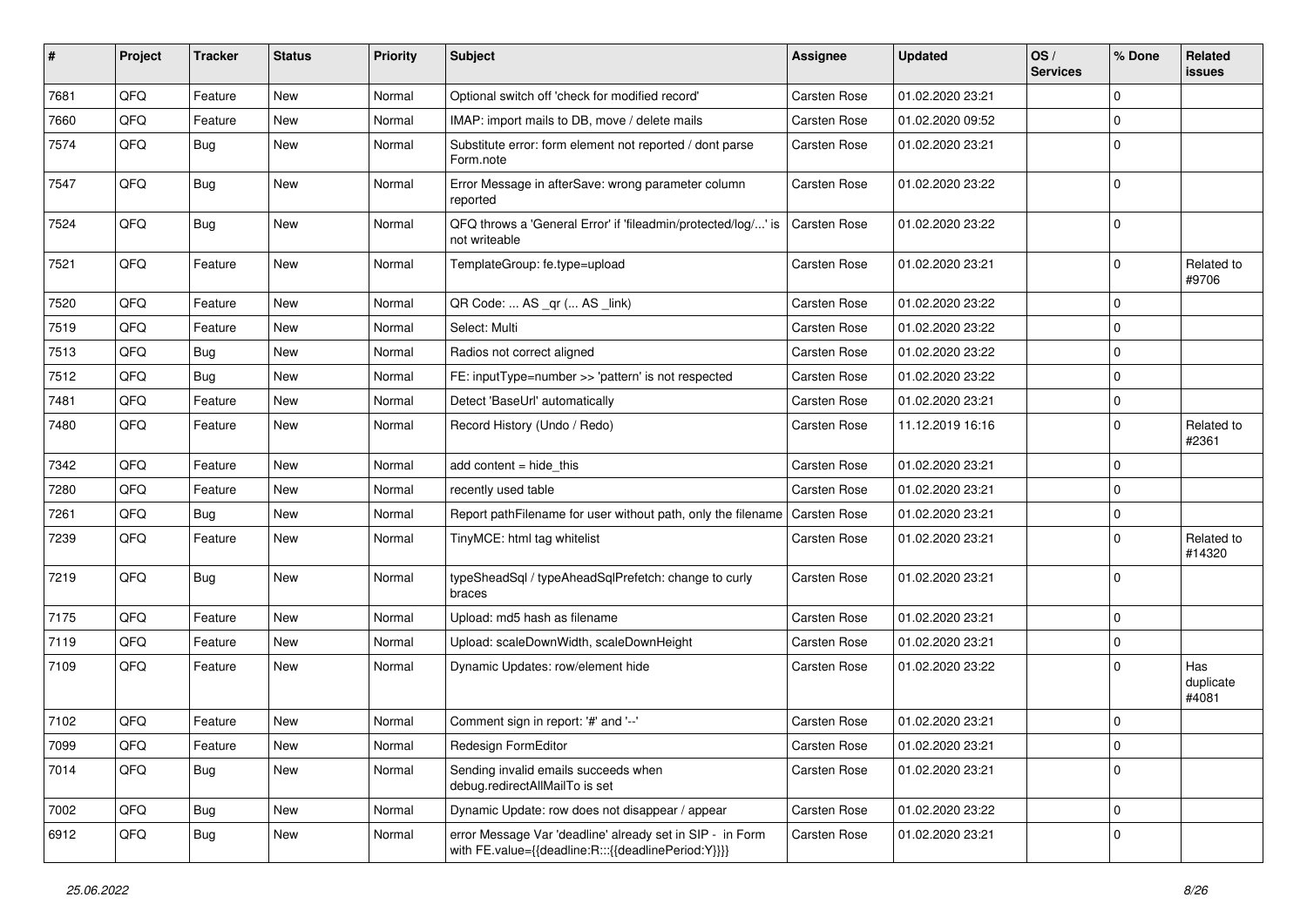| # | Project | Tracker | Status | Priority | Subject | Assignee | Updated | OS / Services | % Done | Related issues |
|---|---|---|---|---|---|---|---|---|---|---|
| 7681 | QFQ | Feature | New | Normal | Optional switch off 'check for modified record' | Carsten Rose | 01.02.2020 23:21 | | 0 | |
| 7660 | QFQ | Feature | New | Normal | IMAP: import mails to DB, move / delete mails | Carsten Rose | 01.02.2020 09:52 | | 0 | |
| 7574 | QFQ | Bug | New | Normal | Substitute error: form element not reported / dont parse Form.note | Carsten Rose | 01.02.2020 23:21 | | 0 | |
| 7547 | QFQ | Bug | New | Normal | Error Message in afterSave: wrong parameter column reported | Carsten Rose | 01.02.2020 23:22 | | 0 | |
| 7524 | QFQ | Bug | New | Normal | QFQ throws a 'General Error' if 'fileadmin/protected/log/...' is not writeable | Carsten Rose | 01.02.2020 23:22 | | 0 | |
| 7521 | QFQ | Feature | New | Normal | TemplateGroup: fe.type=upload | Carsten Rose | 01.02.2020 23:21 | | 0 | Related to #9706 |
| 7520 | QFQ | Feature | New | Normal | QR Code: ... AS _qr (... AS _link) | Carsten Rose | 01.02.2020 23:22 | | 0 | |
| 7519 | QFQ | Feature | New | Normal | Select: Multi | Carsten Rose | 01.02.2020 23:22 | | 0 | |
| 7513 | QFQ | Bug | New | Normal | Radios not correct aligned | Carsten Rose | 01.02.2020 23:22 | | 0 | |
| 7512 | QFQ | Bug | New | Normal | FE: inputType=number >> 'pattern' is not respected | Carsten Rose | 01.02.2020 23:22 | | 0 | |
| 7481 | QFQ | Feature | New | Normal | Detect 'BaseUrl' automatically | Carsten Rose | 01.02.2020 23:21 | | 0 | |
| 7480 | QFQ | Feature | New | Normal | Record History (Undo / Redo) | Carsten Rose | 11.12.2019 16:16 | | 0 | Related to #2361 |
| 7342 | QFQ | Feature | New | Normal | add content = hide_this | Carsten Rose | 01.02.2020 23:21 | | 0 | |
| 7280 | QFQ | Feature | New | Normal | recently used table | Carsten Rose | 01.02.2020 23:21 | | 0 | |
| 7261 | QFQ | Bug | New | Normal | Report pathFilename for user without path, only the filename | Carsten Rose | 01.02.2020 23:21 | | 0 | |
| 7239 | QFQ | Feature | New | Normal | TinyMCE: html tag whitelist | Carsten Rose | 01.02.2020 23:21 | | 0 | Related to #14320 |
| 7219 | QFQ | Bug | New | Normal | typeSheadSql / typeAheadSqlPrefetch: change to curly braces | Carsten Rose | 01.02.2020 23:21 | | 0 | |
| 7175 | QFQ | Feature | New | Normal | Upload: md5 hash as filename | Carsten Rose | 01.02.2020 23:21 | | 0 | |
| 7119 | QFQ | Feature | New | Normal | Upload: scaleDownWidth, scaleDownHeight | Carsten Rose | 01.02.2020 23:21 | | 0 | |
| 7109 | QFQ | Feature | New | Normal | Dynamic Updates: row/element hide | Carsten Rose | 01.02.2020 23:22 | | 0 | Has duplicate #4081 |
| 7102 | QFQ | Feature | New | Normal | Comment sign in report: '#' and '--' | Carsten Rose | 01.02.2020 23:21 | | 0 | |
| 7099 | QFQ | Feature | New | Normal | Redesign FormEditor | Carsten Rose | 01.02.2020 23:21 | | 0 | |
| 7014 | QFQ | Bug | New | Normal | Sending invalid emails succeeds when debug.redirectAllMailTo is set | Carsten Rose | 01.02.2020 23:21 | | 0 | |
| 7002 | QFQ | Bug | New | Normal | Dynamic Update: row does not disappear / appear | Carsten Rose | 01.02.2020 23:22 | | 0 | |
| 6912 | QFQ | Bug | New | Normal | error Message Var 'deadline' already set in SIP - in Form with FE.value={{deadline:R:::{{deadlinePeriod:Y}}}} | Carsten Rose | 01.02.2020 23:21 | | 0 | |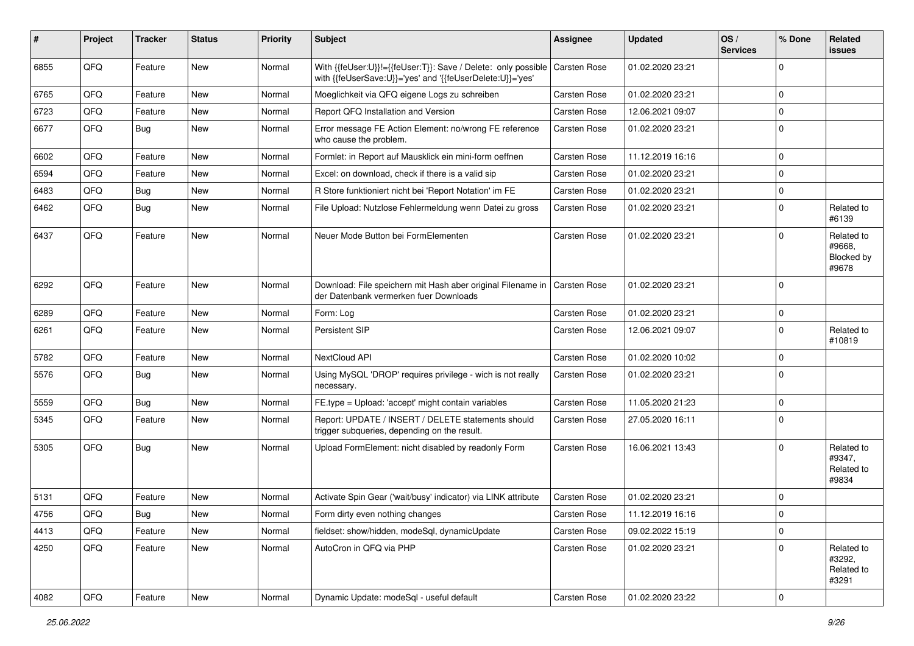| # | Project | Tracker | Status | Priority | Subject | Assignee | Updated | OS / Services | % Done | Related issues |
|---|---|---|---|---|---|---|---|---|---|---|
| 6855 | QFQ | Feature | New | Normal | With {{feUser:U}}!={{feUser:T}}: Save / Delete: only possible with {{feUserSave:U}}='yes' and '{{feUserDelete:U}}='yes' | Carsten Rose | 01.02.2020 23:21 | | 0 | |
| 6765 | QFQ | Feature | New | Normal | Moeglichkeit via QFQ eigene Logs zu schreiben | Carsten Rose | 01.02.2020 23:21 | | 0 | |
| 6723 | QFQ | Feature | New | Normal | Report QFQ Installation and Version | Carsten Rose | 12.06.2021 09:07 | | 0 | |
| 6677 | QFQ | Bug | New | Normal | Error message FE Action Element: no/wrong FE reference who cause the problem. | Carsten Rose | 01.02.2020 23:21 | | 0 | |
| 6602 | QFQ | Feature | New | Normal | Formlet: in Report auf Mausklick ein mini-form oeffnen | Carsten Rose | 11.12.2019 16:16 | | 0 | |
| 6594 | QFQ | Feature | New | Normal | Excel: on download, check if there is a valid sip | Carsten Rose | 01.02.2020 23:21 | | 0 | |
| 6483 | QFQ | Bug | New | Normal | R Store funktioniert nicht bei 'Report Notation' im FE | Carsten Rose | 01.02.2020 23:21 | | 0 | |
| 6462 | QFQ | Bug | New | Normal | File Upload: Nutzlose Fehlermeldung wenn Datei zu gross | Carsten Rose | 01.02.2020 23:21 | | 0 | Related to #6139 |
| 6437 | QFQ | Feature | New | Normal | Neuer Mode Button bei FormElementen | Carsten Rose | 01.02.2020 23:21 | | 0 | Related to #9668, Blocked by #9678 |
| 6292 | QFQ | Feature | New | Normal | Download: File speichern mit Hash aber original Filename in der Datenbank vermerken fuer Downloads | Carsten Rose | 01.02.2020 23:21 | | 0 | |
| 6289 | QFQ | Feature | New | Normal | Form: Log | Carsten Rose | 01.02.2020 23:21 | | 0 | |
| 6261 | QFQ | Feature | New | Normal | Persistent SIP | Carsten Rose | 12.06.2021 09:07 | | 0 | Related to #10819 |
| 5782 | QFQ | Feature | New | Normal | NextCloud API | Carsten Rose | 01.02.2020 10:02 | | 0 | |
| 5576 | QFQ | Bug | New | Normal | Using MySQL 'DROP' requires privilege - wich is not really necessary. | Carsten Rose | 01.02.2020 23:21 | | 0 | |
| 5559 | QFQ | Bug | New | Normal | FE.type = Upload: 'accept' might contain variables | Carsten Rose | 11.05.2020 21:23 | | 0 | |
| 5345 | QFQ | Feature | New | Normal | Report: UPDATE / INSERT / DELETE statements should trigger subqueries, depending on the result. | Carsten Rose | 27.05.2020 16:11 | | 0 | |
| 5305 | QFQ | Bug | New | Normal | Upload FormElement: nicht disabled by readonly Form | Carsten Rose | 16.06.2021 13:43 | | 0 | Related to #9347, Related to #9834 |
| 5131 | QFQ | Feature | New | Normal | Activate Spin Gear ('wait/busy' indicator) via LINK attribute | Carsten Rose | 01.02.2020 23:21 | | 0 | |
| 4756 | QFQ | Bug | New | Normal | Form dirty even nothing changes | Carsten Rose | 11.12.2019 16:16 | | 0 | |
| 4413 | QFQ | Feature | New | Normal | fieldset: show/hidden, modeSql, dynamicUpdate | Carsten Rose | 09.02.2022 15:19 | | 0 | |
| 4250 | QFQ | Feature | New | Normal | AutoCron in QFQ via PHP | Carsten Rose | 01.02.2020 23:21 | | 0 | Related to #3292, Related to #3291 |
| 4082 | QFQ | Feature | New | Normal | Dynamic Update: modeSql - useful default | Carsten Rose | 01.02.2020 23:22 | | 0 | |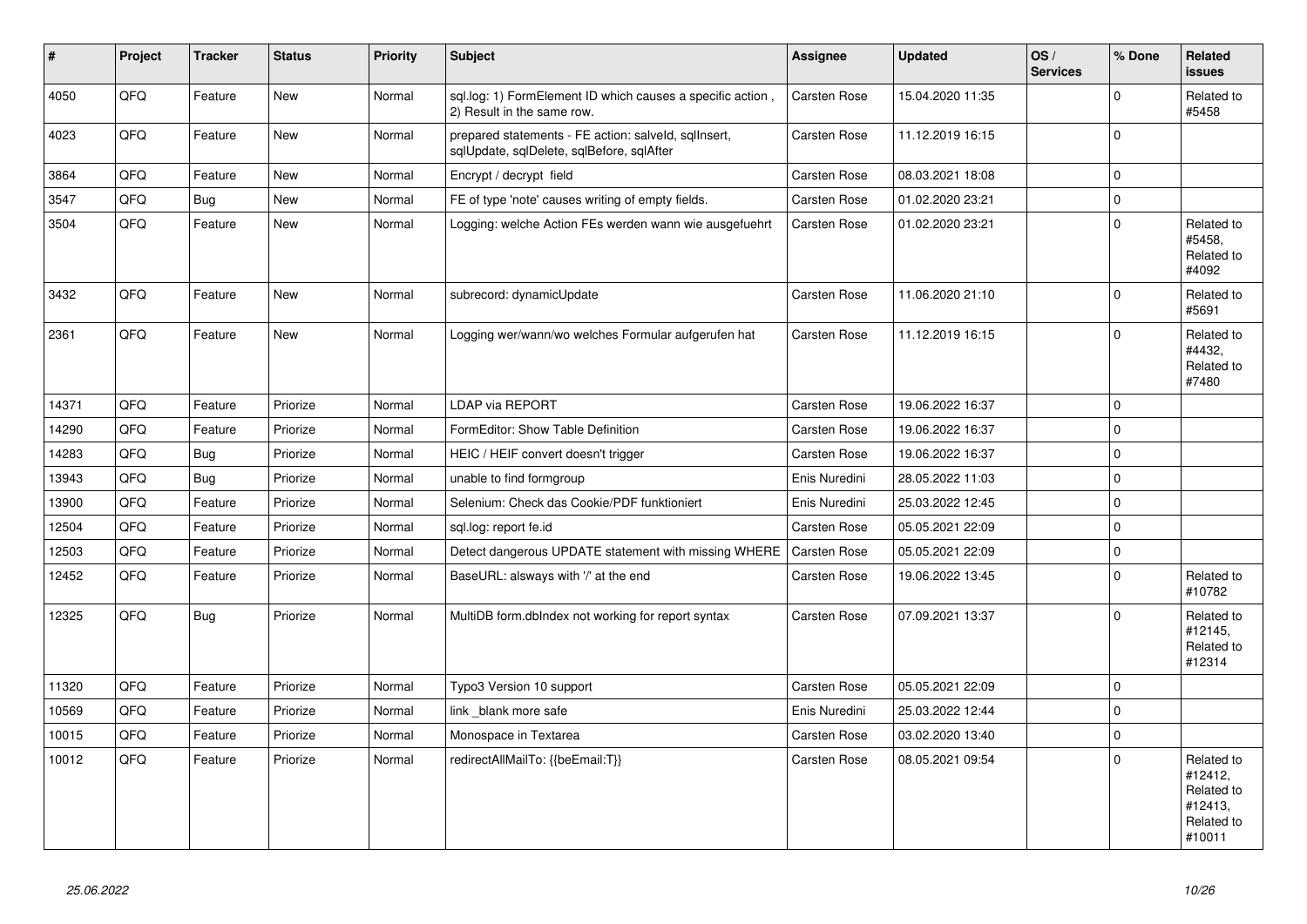| # | Project | Tracker | Status | Priority | Subject | Assignee | Updated | OS / Services | % Done | Related issues |
|---|---|---|---|---|---|---|---|---|---|---|
| 4050 | QFQ | Feature | New | Normal | sql.log: 1) FormElement ID which causes a specific action , 2) Result in the same row. | Carsten Rose | 15.04.2020 11:35 | | 0 | Related to #5458 |
| 4023 | QFQ | Feature | New | Normal | prepared statements - FE action: salveld, sqlInsert, sqlUpdate, sqlDelete, sqlBefore, sqlAfter | Carsten Rose | 11.12.2019 16:15 | | 0 | |
| 3864 | QFQ | Feature | New | Normal | Encrypt / decrypt field | Carsten Rose | 08.03.2021 18:08 | | 0 | |
| 3547 | QFQ | Bug | New | Normal | FE of type 'note' causes writing of empty fields. | Carsten Rose | 01.02.2020 23:21 | | 0 | |
| 3504 | QFQ | Feature | New | Normal | Logging: welche Action FEs werden wann wie ausgefuehrt | Carsten Rose | 01.02.2020 23:21 | | 0 | Related to #5458, Related to #4092 |
| 3432 | QFQ | Feature | New | Normal | subrecord: dynamicUpdate | Carsten Rose | 11.06.2020 21:10 | | 0 | Related to #5691 |
| 2361 | QFQ | Feature | New | Normal | Logging wer/wann/wo welches Formular aufgerufen hat | Carsten Rose | 11.12.2019 16:15 | | 0 | Related to #4432, Related to #7480 |
| 14371 | QFQ | Feature | Priorize | Normal | LDAP via REPORT | Carsten Rose | 19.06.2022 16:37 | | 0 | |
| 14290 | QFQ | Feature | Priorize | Normal | FormEditor: Show Table Definition | Carsten Rose | 19.06.2022 16:37 | | 0 | |
| 14283 | QFQ | Bug | Priorize | Normal | HEIC / HEIF convert doesn't trigger | Carsten Rose | 19.06.2022 16:37 | | 0 | |
| 13943 | QFQ | Bug | Priorize | Normal | unable to find formgroup | Enis Nuredini | 28.05.2022 11:03 | | 0 | |
| 13900 | QFQ | Feature | Priorize | Normal | Selenium: Check das Cookie/PDF funktioniert | Enis Nuredini | 25.03.2022 12:45 | | 0 | |
| 12504 | QFQ | Feature | Priorize | Normal | sql.log: report fe.id | Carsten Rose | 05.05.2021 22:09 | | 0 | |
| 12503 | QFQ | Feature | Priorize | Normal | Detect dangerous UPDATE statement with missing WHERE | Carsten Rose | 05.05.2021 22:09 | | 0 | |
| 12452 | QFQ | Feature | Priorize | Normal | BaseURL: alsways with '/' at the end | Carsten Rose | 19.06.2022 13:45 | | 0 | Related to #10782 |
| 12325 | QFQ | Bug | Priorize | Normal | MultiDB form.dbIndex not working for report syntax | Carsten Rose | 07.09.2021 13:37 | | 0 | Related to #12145, Related to #12314 |
| 11320 | QFQ | Feature | Priorize | Normal | Typo3 Version 10 support | Carsten Rose | 05.05.2021 22:09 | | 0 | |
| 10569 | QFQ | Feature | Priorize | Normal | link _blank more safe | Enis Nuredini | 25.03.2022 12:44 | | 0 | |
| 10015 | QFQ | Feature | Priorize | Normal | Monospace in Textarea | Carsten Rose | 03.02.2020 13:40 | | 0 | |
| 10012 | QFQ | Feature | Priorize | Normal | redirectAllMailTo: {{beEmail:T}} | Carsten Rose | 08.05.2021 09:54 | | 0 | Related to #12412, Related to #12413, Related to #10011 |

*25.06.2022*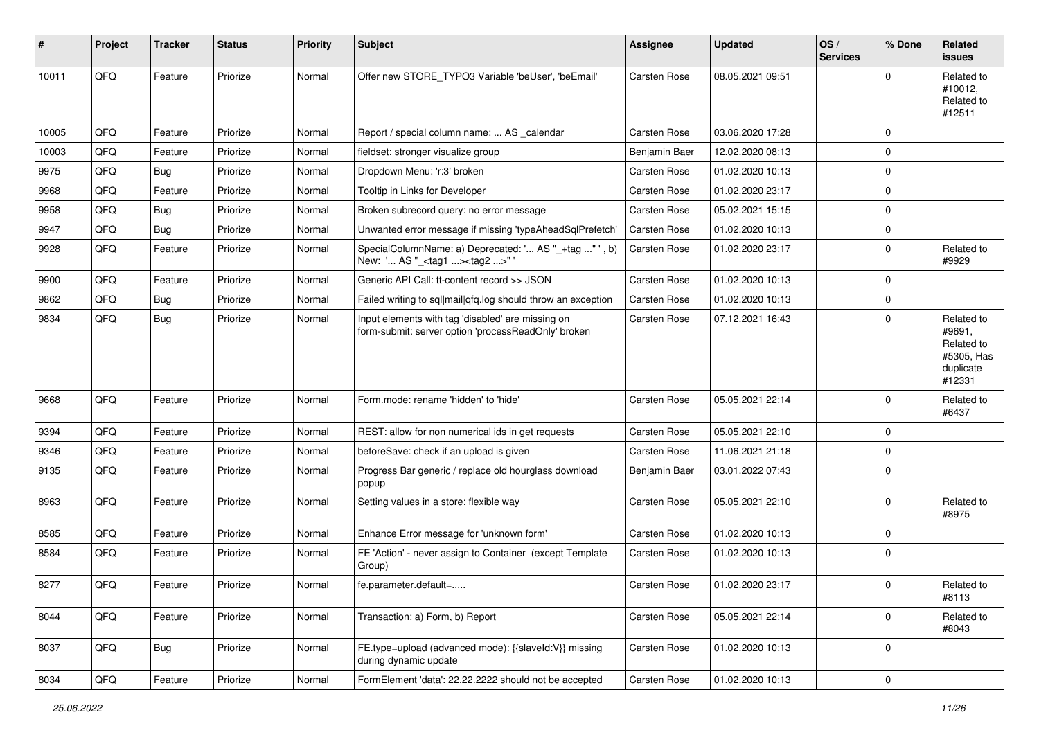| # | Project | Tracker | Status | Priority | Subject | Assignee | Updated | OS / Services | % Done | Related issues |
|---|---|---|---|---|---|---|---|---|---|---|
| 10011 | QFQ | Feature | Priorize | Normal | Offer new STORE_TYPO3 Variable 'beUser', 'beEmail' | Carsten Rose | 08.05.2021 09:51 | | 0 | Related to #10012, Related to #12511 |
| 10005 | QFQ | Feature | Priorize | Normal | Report / special column name: ... AS _calendar | Carsten Rose | 03.06.2020 17:28 | | 0 | |
| 10003 | QFQ | Feature | Priorize | Normal | fieldset: stronger visualize group | Benjamin Baer | 12.02.2020 08:13 | | 0 | |
| 9975 | QFQ | Bug | Priorize | Normal | Dropdown Menu: 'r:3' broken | Carsten Rose | 01.02.2020 10:13 | | 0 | |
| 9968 | QFQ | Feature | Priorize | Normal | Tooltip in Links for Developer | Carsten Rose | 01.02.2020 23:17 | | 0 | |
| 9958 | QFQ | Bug | Priorize | Normal | Broken subrecord query: no error message | Carsten Rose | 05.02.2021 15:15 | | 0 | |
| 9947 | QFQ | Bug | Priorize | Normal | Unwanted error message if missing 'typeAheadSqlPrefetch' | Carsten Rose | 01.02.2020 10:13 | | 0 | |
| 9928 | QFQ | Feature | Priorize | Normal | SpecialColumnName: a) Deprecated: '... AS "_+tag ..." ', b) New: '... AS "_<tag1 ...><tag2 ...>" ' | Carsten Rose | 01.02.2020 23:17 | | 0 | Related to #9929 |
| 9900 | QFQ | Feature | Priorize | Normal | Generic API Call: tt-content record >> JSON | Carsten Rose | 01.02.2020 10:13 | | 0 | |
| 9862 | QFQ | Bug | Priorize | Normal | Failed writing to sql\|mail\|qfq.log should throw an exception | Carsten Rose | 01.02.2020 10:13 | | 0 | |
| 9834 | QFQ | Bug | Priorize | Normal | Input elements with tag 'disabled' are missing on form-submit: server option 'processReadOnly' broken | Carsten Rose | 07.12.2021 16:43 | | 0 | Related to #9691, Related to #5305, Has duplicate #12331 |
| 9668 | QFQ | Feature | Priorize | Normal | Form.mode: rename 'hidden' to 'hide' | Carsten Rose | 05.05.2021 22:14 | | 0 | Related to #6437 |
| 9394 | QFQ | Feature | Priorize | Normal | REST: allow for non numerical ids in get requests | Carsten Rose | 05.05.2021 22:10 | | 0 | |
| 9346 | QFQ | Feature | Priorize | Normal | beforeSave: check if an upload is given | Carsten Rose | 11.06.2021 21:18 | | 0 | |
| 9135 | QFQ | Feature | Priorize | Normal | Progress Bar generic / replace old hourglass download popup | Benjamin Baer | 03.01.2022 07:43 | | 0 | |
| 8963 | QFQ | Feature | Priorize | Normal | Setting values in a store: flexible way | Carsten Rose | 05.05.2021 22:10 | | 0 | Related to #8975 |
| 8585 | QFQ | Feature | Priorize | Normal | Enhance Error message for 'unknown form' | Carsten Rose | 01.02.2020 10:13 | | 0 | |
| 8584 | QFQ | Feature | Priorize | Normal | FE 'Action' - never assign to Container (except Template Group) | Carsten Rose | 01.02.2020 10:13 | | 0 | |
| 8277 | QFQ | Feature | Priorize | Normal | fe.parameter.default=..... | Carsten Rose | 01.02.2020 23:17 | | 0 | Related to #8113 |
| 8044 | QFQ | Feature | Priorize | Normal | Transaction: a) Form, b) Report | Carsten Rose | 05.05.2021 22:14 | | 0 | Related to #8043 |
| 8037 | QFQ | Bug | Priorize | Normal | FE.type=upload (advanced mode): {{slaveId:V}} missing during dynamic update | Carsten Rose | 01.02.2020 10:13 | | 0 | |
| 8034 | QFQ | Feature | Priorize | Normal | FormElement 'data': 22.22.2222 should not be accepted | Carsten Rose | 01.02.2020 10:13 | | 0 | |

25.06.2022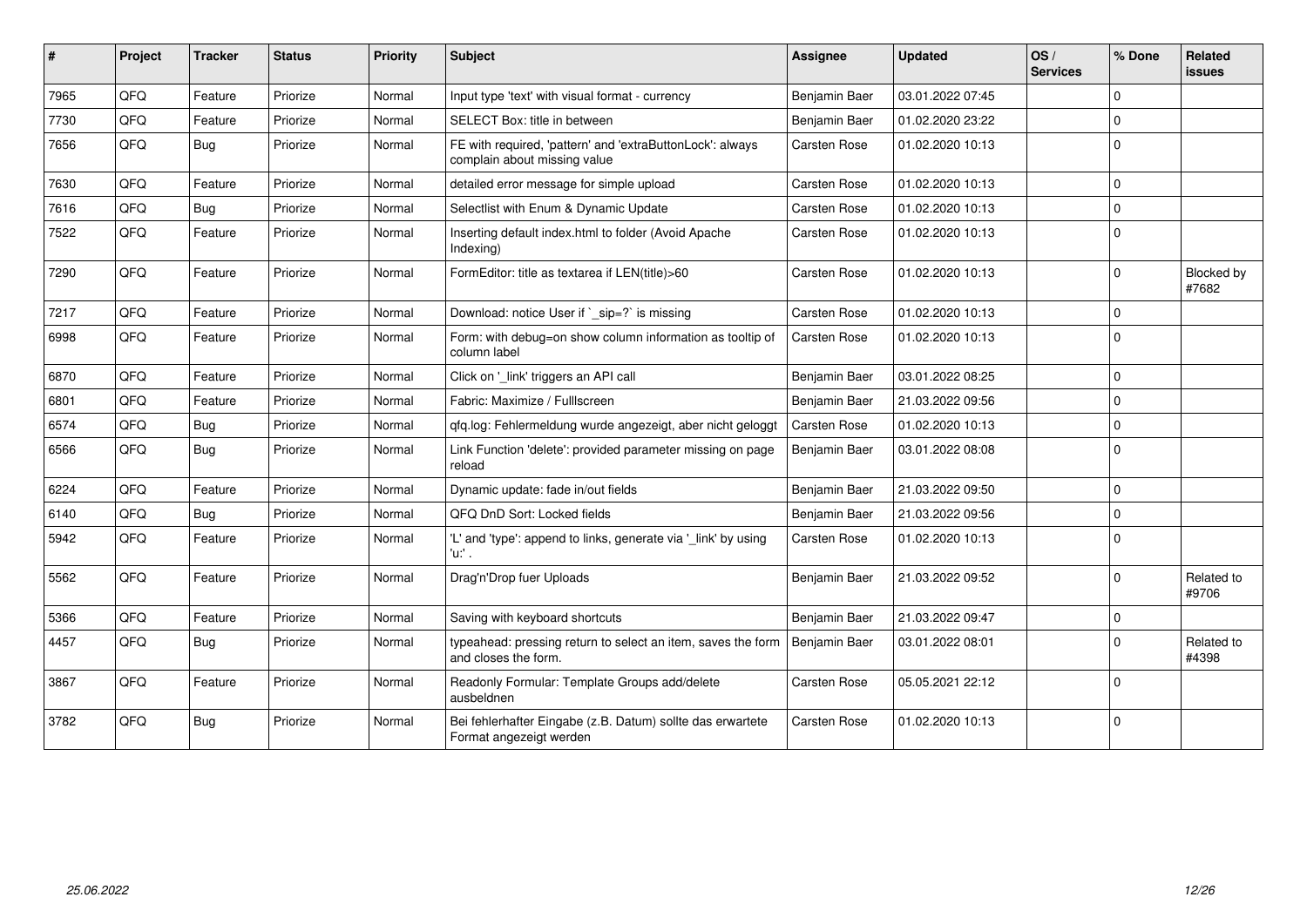| # | Project | Tracker | Status | Priority | Subject | Assignee | Updated | OS / Services | % Done | Related issues |
|---|---|---|---|---|---|---|---|---|---|---|
| 7965 | QFQ | Feature | Priorize | Normal | Input type 'text' with visual format - currency | Benjamin Baer | 03.01.2022 07:45 | | 0 | |
| 7730 | QFQ | Feature | Priorize | Normal | SELECT Box: title in between | Benjamin Baer | 01.02.2020 23:22 | | 0 | |
| 7656 | QFQ | Bug | Priorize | Normal | FE with required, 'pattern' and 'extraButtonLock': always complain about missing value | Carsten Rose | 01.02.2020 10:13 | | 0 | |
| 7630 | QFQ | Feature | Priorize | Normal | detailed error message for simple upload | Carsten Rose | 01.02.2020 10:13 | | 0 | |
| 7616 | QFQ | Bug | Priorize | Normal | Selectlist with Enum & Dynamic Update | Carsten Rose | 01.02.2020 10:13 | | 0 | |
| 7522 | QFQ | Feature | Priorize | Normal | Inserting default index.html to folder (Avoid Apache Indexing) | Carsten Rose | 01.02.2020 10:13 | | 0 | |
| 7290 | QFQ | Feature | Priorize | Normal | FormEditor: title as textarea if LEN(title)>60 | Carsten Rose | 01.02.2020 10:13 | | 0 | Blocked by #7682 |
| 7217 | QFQ | Feature | Priorize | Normal | Download: notice User if `_sip=?` is missing | Carsten Rose | 01.02.2020 10:13 | | 0 | |
| 6998 | QFQ | Feature | Priorize | Normal | Form: with debug=on show column information as tooltip of column label | Carsten Rose | 01.02.2020 10:13 | | 0 | |
| 6870 | QFQ | Feature | Priorize | Normal | Click on '_link' triggers an API call | Benjamin Baer | 03.01.2022 08:25 | | 0 | |
| 6801 | QFQ | Feature | Priorize | Normal | Fabric: Maximize / FullIscreen | Benjamin Baer | 21.03.2022 09:56 | | 0 | |
| 6574 | QFQ | Bug | Priorize | Normal | qfq.log: Fehlermeldung wurde angezeigt, aber nicht geloggt | Carsten Rose | 01.02.2020 10:13 | | 0 | |
| 6566 | QFQ | Bug | Priorize | Normal | Link Function 'delete': provided parameter missing on page reload | Benjamin Baer | 03.01.2022 08:08 | | 0 | |
| 6224 | QFQ | Feature | Priorize | Normal | Dynamic update: fade in/out fields | Benjamin Baer | 21.03.2022 09:50 | | 0 | |
| 6140 | QFQ | Bug | Priorize | Normal | QFQ DnD Sort: Locked fields | Benjamin Baer | 21.03.2022 09:56 | | 0 | |
| 5942 | QFQ | Feature | Priorize | Normal | 'L' and 'type': append to links, generate via '_link' by using 'u:' . | Carsten Rose | 01.02.2020 10:13 | | 0 | |
| 5562 | QFQ | Feature | Priorize | Normal | Drag'n'Drop fuer Uploads | Benjamin Baer | 21.03.2022 09:52 | | 0 | Related to #9706 |
| 5366 | QFQ | Feature | Priorize | Normal | Saving with keyboard shortcuts | Benjamin Baer | 21.03.2022 09:47 | | 0 | |
| 4457 | QFQ | Bug | Priorize | Normal | typeahead: pressing return to select an item, saves the form and closes the form. | Benjamin Baer | 03.01.2022 08:01 | | 0 | Related to #4398 |
| 3867 | QFQ | Feature | Priorize | Normal | Readonly Formular: Template Groups add/delete ausbeldnen | Carsten Rose | 05.05.2021 22:12 | | 0 | |
| 3782 | QFQ | Bug | Priorize | Normal | Bei fehlerhafter Eingabe (z.B. Datum) sollte das erwartete Format angezeigt werden | Carsten Rose | 01.02.2020 10:13 | | 0 | |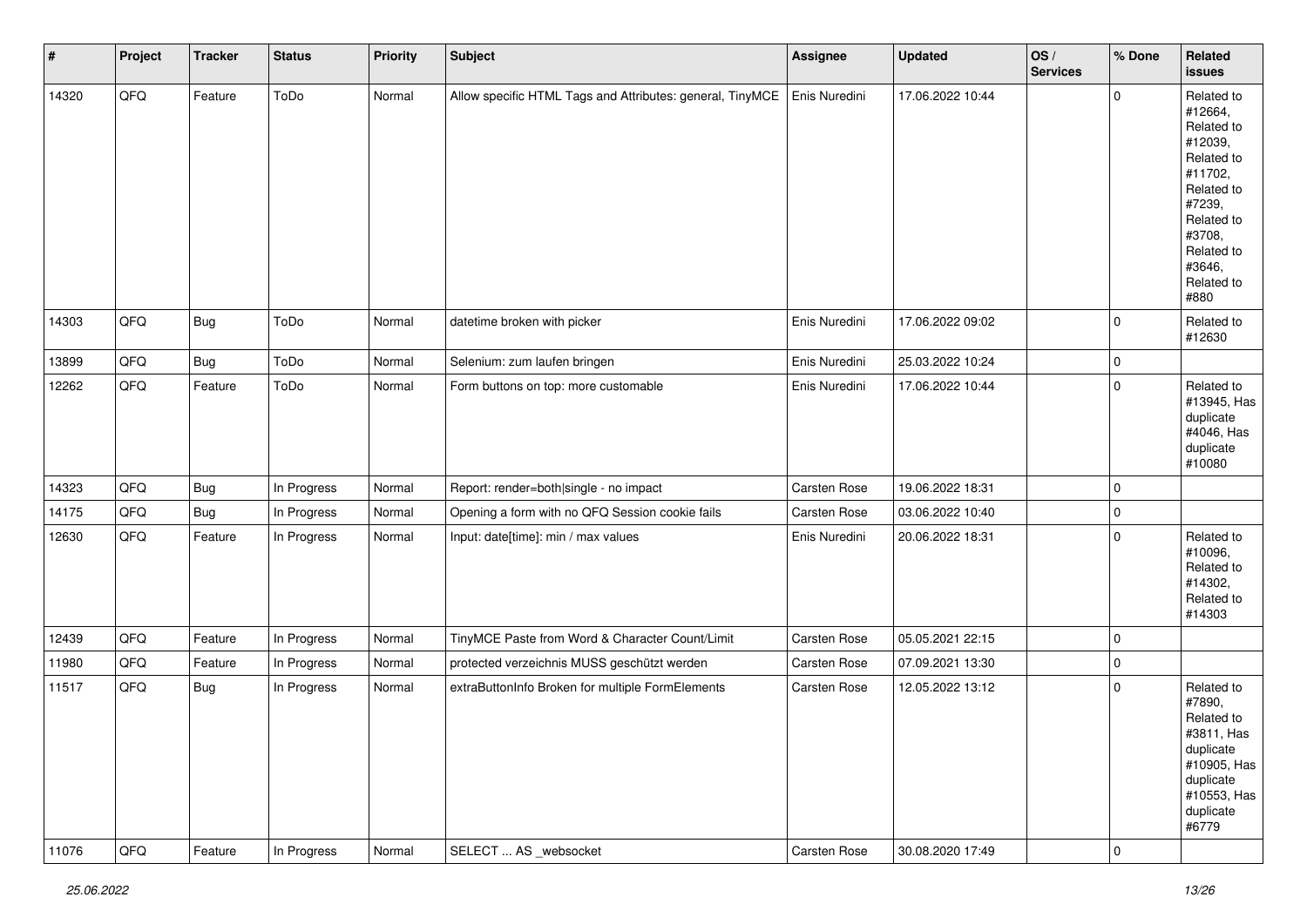| # | Project | Tracker | Status | Priority | Subject | Assignee | Updated | OS / Services | % Done | Related issues |
|---|---|---|---|---|---|---|---|---|---|---|
| 14320 | QFQ | Feature | ToDo | Normal | Allow specific HTML Tags and Attributes: general, TinyMCE | Enis Nuredini | 17.06.2022 10:44 | | 0 | Related to #12664, Related to #12039, Related to #11702, Related to #7239, Related to #3708, Related to #3646, Related to #880 |
| 14303 | QFQ | Bug | ToDo | Normal | datetime broken with picker | Enis Nuredini | 17.06.2022 09:02 | | 0 | Related to #12630 |
| 13899 | QFQ | Bug | ToDo | Normal | Selenium: zum laufen bringen | Enis Nuredini | 25.03.2022 10:24 | | 0 | |
| 12262 | QFQ | Feature | ToDo | Normal | Form buttons on top: more customable | Enis Nuredini | 17.06.2022 10:44 | | 0 | Related to #13945, Has duplicate #4046, Has duplicate #10080 |
| 14323 | QFQ | Bug | In Progress | Normal | Report: render=both\|single - no impact | Carsten Rose | 19.06.2022 18:31 | | 0 | |
| 14175 | QFQ | Bug | In Progress | Normal | Opening a form with no QFQ Session cookie fails | Carsten Rose | 03.06.2022 10:40 | | 0 | |
| 12630 | QFQ | Feature | In Progress | Normal | Input: date[time]: min / max values | Enis Nuredini | 20.06.2022 18:31 | | 0 | Related to #10096, Related to #14302, Related to #14303 |
| 12439 | QFQ | Feature | In Progress | Normal | TinyMCE Paste from Word & Character Count/Limit | Carsten Rose | 05.05.2021 22:15 | | 0 | |
| 11980 | QFQ | Feature | In Progress | Normal | protected verzeichnis MUSS geschützt werden | Carsten Rose | 07.09.2021 13:30 | | 0 | |
| 11517 | QFQ | Bug | In Progress | Normal | extraButtonInfo Broken for multiple FormElements | Carsten Rose | 12.05.2022 13:12 | | 0 | Related to #7890, Related to #3811, Has duplicate #10905, Has duplicate #10553, Has duplicate #6779 |
| 11076 | QFQ | Feature | In Progress | Normal | SELECT ... AS _websocket | Carsten Rose | 30.08.2020 17:49 | | 0 | |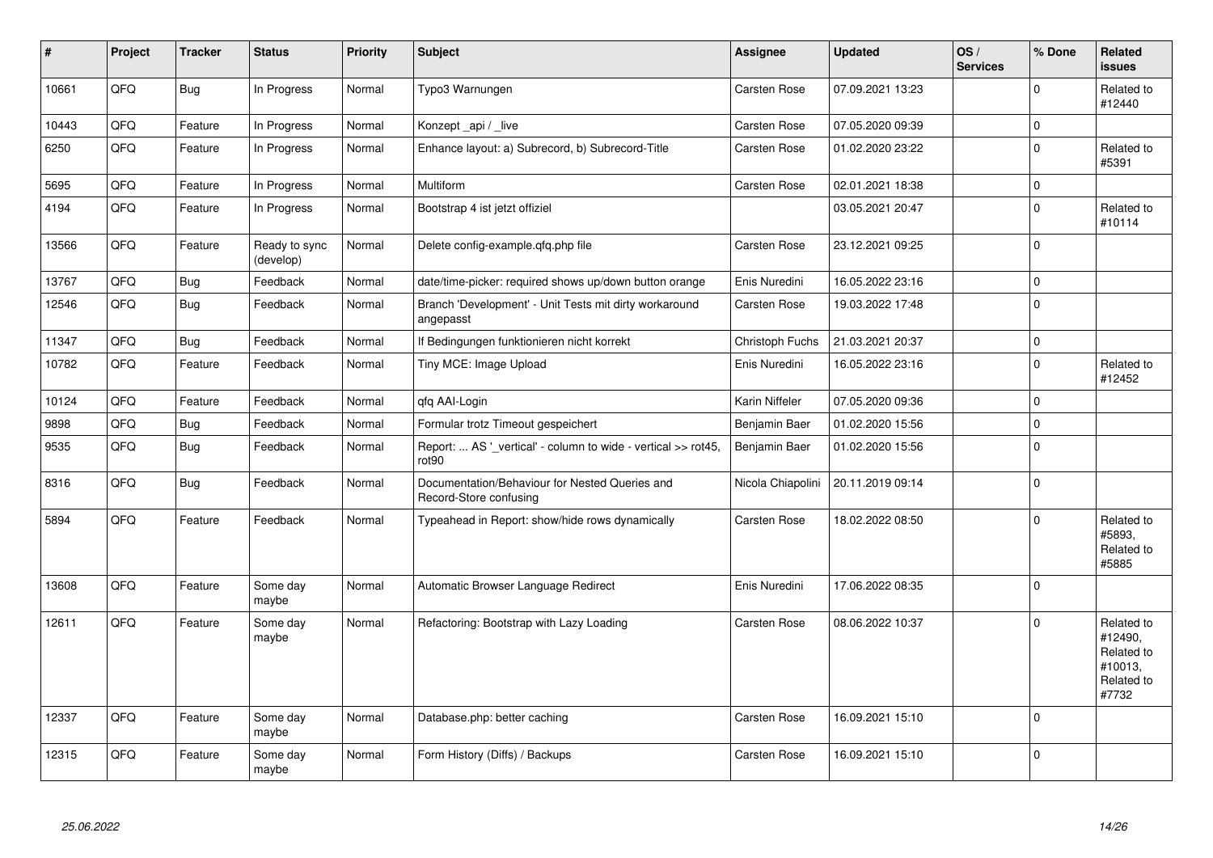| # | Project | Tracker | Status | Priority | Subject | Assignee | Updated | OS / Services | % Done | Related issues |
|---|---|---|---|---|---|---|---|---|---|---|
| 10661 | QFQ | Bug | In Progress | Normal | Typo3 Warnungen | Carsten Rose | 07.09.2021 13:23 | | 0 | Related to #12440 |
| 10443 | QFQ | Feature | In Progress | Normal | Konzept _api / _live | Carsten Rose | 07.05.2020 09:39 | | 0 | |
| 6250 | QFQ | Feature | In Progress | Normal | Enhance layout: a) Subrecord, b) Subrecord-Title | Carsten Rose | 01.02.2020 23:22 | | 0 | Related to #5391 |
| 5695 | QFQ | Feature | In Progress | Normal | Multiform | Carsten Rose | 02.01.2021 18:38 | | 0 | |
| 4194 | QFQ | Feature | In Progress | Normal | Bootstrap 4 ist jetzt offiziel | | 03.05.2021 20:47 | | 0 | Related to #10114 |
| 13566 | QFQ | Feature | Ready to sync (develop) | Normal | Delete config-example.qfq.php file | Carsten Rose | 23.12.2021 09:25 | | 0 | |
| 13767 | QFQ | Bug | Feedback | Normal | date/time-picker: required shows up/down button orange | Enis Nuredini | 16.05.2022 23:16 | | 0 | |
| 12546 | QFQ | Bug | Feedback | Normal | Branch 'Development' - Unit Tests mit dirty workaround angepasst | Carsten Rose | 19.03.2022 17:48 | | 0 | |
| 11347 | QFQ | Bug | Feedback | Normal | If Bedingungen funktionieren nicht korrekt | Christoph Fuchs | 21.03.2021 20:37 | | 0 | |
| 10782 | QFQ | Feature | Feedback | Normal | Tiny MCE: Image Upload | Enis Nuredini | 16.05.2022 23:16 | | 0 | Related to #12452 |
| 10124 | QFQ | Feature | Feedback | Normal | qfq AAI-Login | Karin Niffeler | 07.05.2020 09:36 | | 0 | |
| 9898 | QFQ | Bug | Feedback | Normal | Formular trotz Timeout gespeichert | Benjamin Baer | 01.02.2020 15:56 | | 0 | |
| 9535 | QFQ | Bug | Feedback | Normal | Report: ... AS '_vertical' - column to wide - vertical >> rot45, rot90 | Benjamin Baer | 01.02.2020 15:56 | | 0 | |
| 8316 | QFQ | Bug | Feedback | Normal | Documentation/Behaviour for Nested Queries and Record-Store confusing | Nicola Chiapolini | 20.11.2019 09:14 | | 0 | |
| 5894 | QFQ | Feature | Feedback | Normal | Typeahead in Report: show/hide rows dynamically | Carsten Rose | 18.02.2022 08:50 | | 0 | Related to #5893, Related to #5885 |
| 13608 | QFQ | Feature | Some day maybe | Normal | Automatic Browser Language Redirect | Enis Nuredini | 17.06.2022 08:35 | | 0 | |
| 12611 | QFQ | Feature | Some day maybe | Normal | Refactoring: Bootstrap with Lazy Loading | Carsten Rose | 08.06.2022 10:37 | | 0 | Related to #12490, Related to #10013, Related to #7732 |
| 12337 | QFQ | Feature | Some day maybe | Normal | Database.php: better caching | Carsten Rose | 16.09.2021 15:10 | | 0 | |
| 12315 | QFQ | Feature | Some day maybe | Normal | Form History (Diffs) / Backups | Carsten Rose | 16.09.2021 15:10 | | 0 | |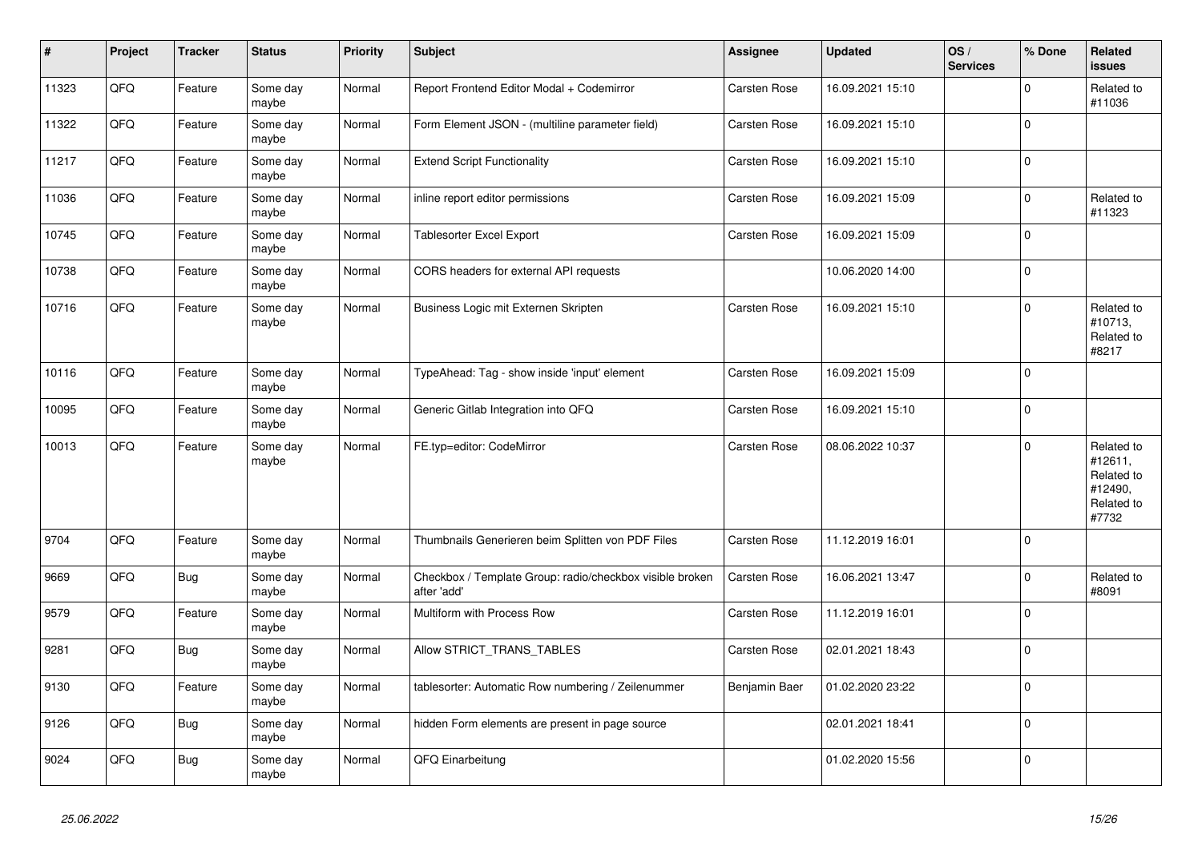| # | Project | Tracker | Status | Priority | Subject | Assignee | Updated | OS / Services | % Done | Related issues |
|---|---|---|---|---|---|---|---|---|---|---|
| 11323 | QFQ | Feature | Some day maybe | Normal | Report Frontend Editor Modal + Codemirror | Carsten Rose | 16.09.2021 15:10 | | 0 | Related to #11036 |
| 11322 | QFQ | Feature | Some day maybe | Normal | Form Element JSON - (multiline parameter field) | Carsten Rose | 16.09.2021 15:10 | | 0 | |
| 11217 | QFQ | Feature | Some day maybe | Normal | Extend Script Functionality | Carsten Rose | 16.09.2021 15:10 | | 0 | |
| 11036 | QFQ | Feature | Some day maybe | Normal | inline report editor permissions | Carsten Rose | 16.09.2021 15:09 | | 0 | Related to #11323 |
| 10745 | QFQ | Feature | Some day maybe | Normal | Tablesorter Excel Export | Carsten Rose | 16.09.2021 15:09 | | 0 | |
| 10738 | QFQ | Feature | Some day maybe | Normal | CORS headers for external API requests | | 10.06.2020 14:00 | | 0 | |
| 10716 | QFQ | Feature | Some day maybe | Normal | Business Logic mit Externen Skripten | Carsten Rose | 16.09.2021 15:10 | | 0 | Related to #10713, Related to #8217 |
| 10116 | QFQ | Feature | Some day maybe | Normal | TypeAhead: Tag - show inside 'input' element | Carsten Rose | 16.09.2021 15:09 | | 0 | |
| 10095 | QFQ | Feature | Some day maybe | Normal | Generic Gitlab Integration into QFQ | Carsten Rose | 16.09.2021 15:10 | | 0 | |
| 10013 | QFQ | Feature | Some day maybe | Normal | FE.typ=editor: CodeMirror | Carsten Rose | 08.06.2022 10:37 | | 0 | Related to #12611, Related to #12490, Related to #7732 |
| 9704 | QFQ | Feature | Some day maybe | Normal | Thumbnails Generieren beim Splitten von PDF Files | Carsten Rose | 11.12.2019 16:01 | | 0 | |
| 9669 | QFQ | Bug | Some day maybe | Normal | Checkbox / Template Group: radio/checkbox visible broken after 'add' | Carsten Rose | 16.06.2021 13:47 | | 0 | Related to #8091 |
| 9579 | QFQ | Feature | Some day maybe | Normal | Multiform with Process Row | Carsten Rose | 11.12.2019 16:01 | | 0 | |
| 9281 | QFQ | Bug | Some day maybe | Normal | Allow STRICT_TRANS_TABLES | Carsten Rose | 02.01.2021 18:43 | | 0 | |
| 9130 | QFQ | Feature | Some day maybe | Normal | tablesorter: Automatic Row numbering / Zeilenummer | Benjamin Baer | 01.02.2020 23:22 | | 0 | |
| 9126 | QFQ | Bug | Some day maybe | Normal | hidden Form elements are present in page source | | 02.01.2021 18:41 | | 0 | |
| 9024 | QFQ | Bug | Some day maybe | Normal | QFQ Einarbeitung | | 01.02.2020 15:56 | | 0 | |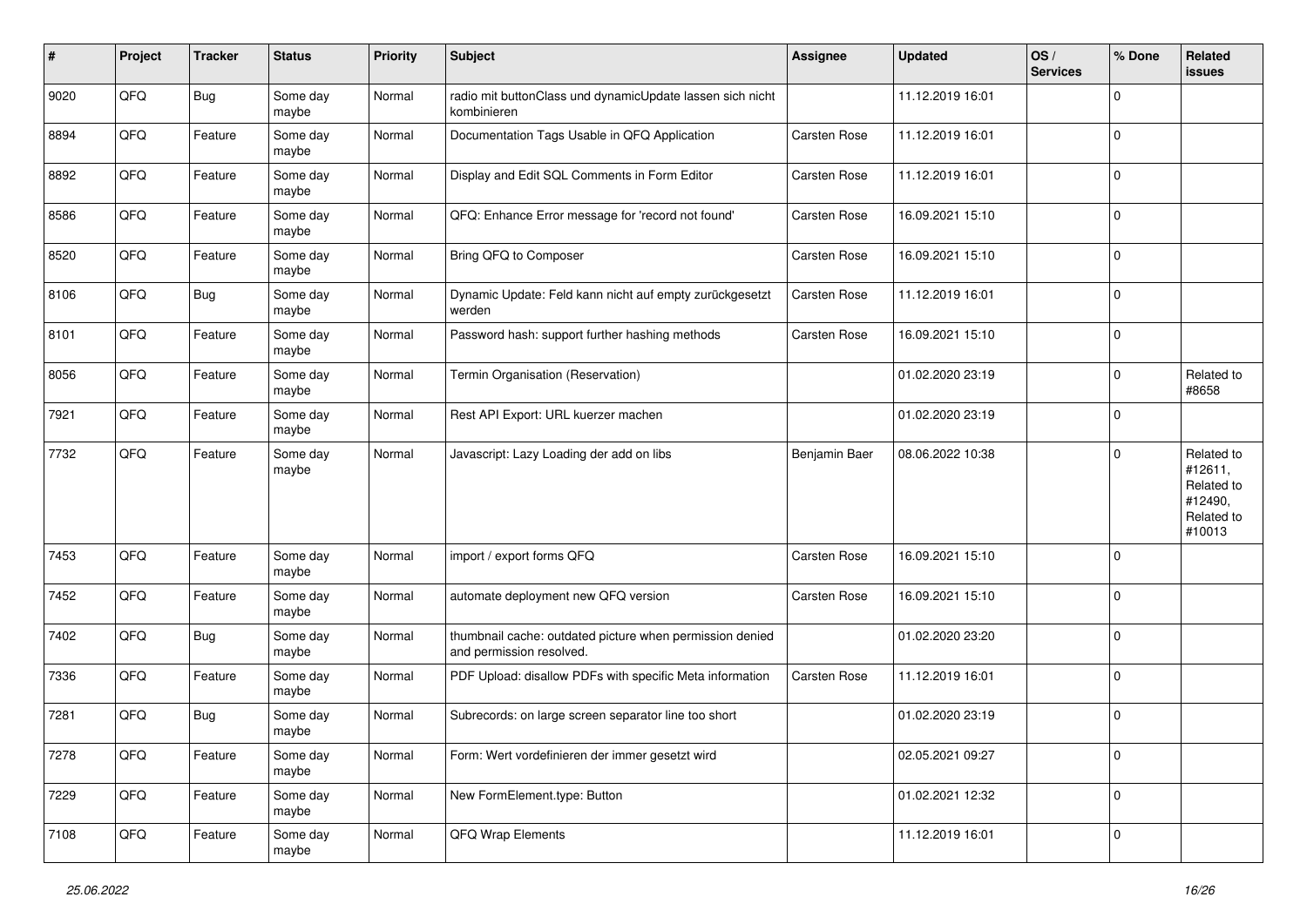| # | Project | Tracker | Status | Priority | Subject | Assignee | Updated | OS / Services | % Done | Related issues |
|---|---|---|---|---|---|---|---|---|---|---|
| 9020 | QFQ | Bug | Some day maybe | Normal | radio mit buttonClass und dynamicUpdate lassen sich nicht kombinieren | | 11.12.2019 16:01 | | 0 | |
| 8894 | QFQ | Feature | Some day maybe | Normal | Documentation Tags Usable in QFQ Application | Carsten Rose | 11.12.2019 16:01 | | 0 | |
| 8892 | QFQ | Feature | Some day maybe | Normal | Display and Edit SQL Comments in Form Editor | Carsten Rose | 11.12.2019 16:01 | | 0 | |
| 8586 | QFQ | Feature | Some day maybe | Normal | QFQ: Enhance Error message for 'record not found' | Carsten Rose | 16.09.2021 15:10 | | 0 | |
| 8520 | QFQ | Feature | Some day maybe | Normal | Bring QFQ to Composer | Carsten Rose | 16.09.2021 15:10 | | 0 | |
| 8106 | QFQ | Bug | Some day maybe | Normal | Dynamic Update: Feld kann nicht auf empty zurückgesetzt werden | Carsten Rose | 11.12.2019 16:01 | | 0 | |
| 8101 | QFQ | Feature | Some day maybe | Normal | Password hash: support further hashing methods | Carsten Rose | 16.09.2021 15:10 | | 0 | |
| 8056 | QFQ | Feature | Some day maybe | Normal | Termin Organisation (Reservation) | | 01.02.2020 23:19 | | 0 | Related to #8658 |
| 7921 | QFQ | Feature | Some day maybe | Normal | Rest API Export: URL kuerzer machen | | 01.02.2020 23:19 | | 0 | |
| 7732 | QFQ | Feature | Some day maybe | Normal | Javascript: Lazy Loading der add on libs | Benjamin Baer | 08.06.2022 10:38 | | 0 | Related to #12611, Related to #12490, Related to #10013 |
| 7453 | QFQ | Feature | Some day maybe | Normal | import / export forms QFQ | Carsten Rose | 16.09.2021 15:10 | | 0 | |
| 7452 | QFQ | Feature | Some day maybe | Normal | automate deployment new QFQ version | Carsten Rose | 16.09.2021 15:10 | | 0 | |
| 7402 | QFQ | Bug | Some day maybe | Normal | thumbnail cache: outdated picture when permission denied and permission resolved. | | 01.02.2020 23:20 | | 0 | |
| 7336 | QFQ | Feature | Some day maybe | Normal | PDF Upload: disallow PDFs with specific Meta information | Carsten Rose | 11.12.2019 16:01 | | 0 | |
| 7281 | QFQ | Bug | Some day maybe | Normal | Subrecords: on large screen separator line too short | | 01.02.2020 23:19 | | 0 | |
| 7278 | QFQ | Feature | Some day maybe | Normal | Form: Wert vordefinieren der immer gesetzt wird | | 02.05.2021 09:27 | | 0 | |
| 7229 | QFQ | Feature | Some day maybe | Normal | New FormElement.type: Button | | 01.02.2021 12:32 | | 0 | |
| 7108 | QFQ | Feature | Some day maybe | Normal | QFQ Wrap Elements | | 11.12.2019 16:01 | | 0 | |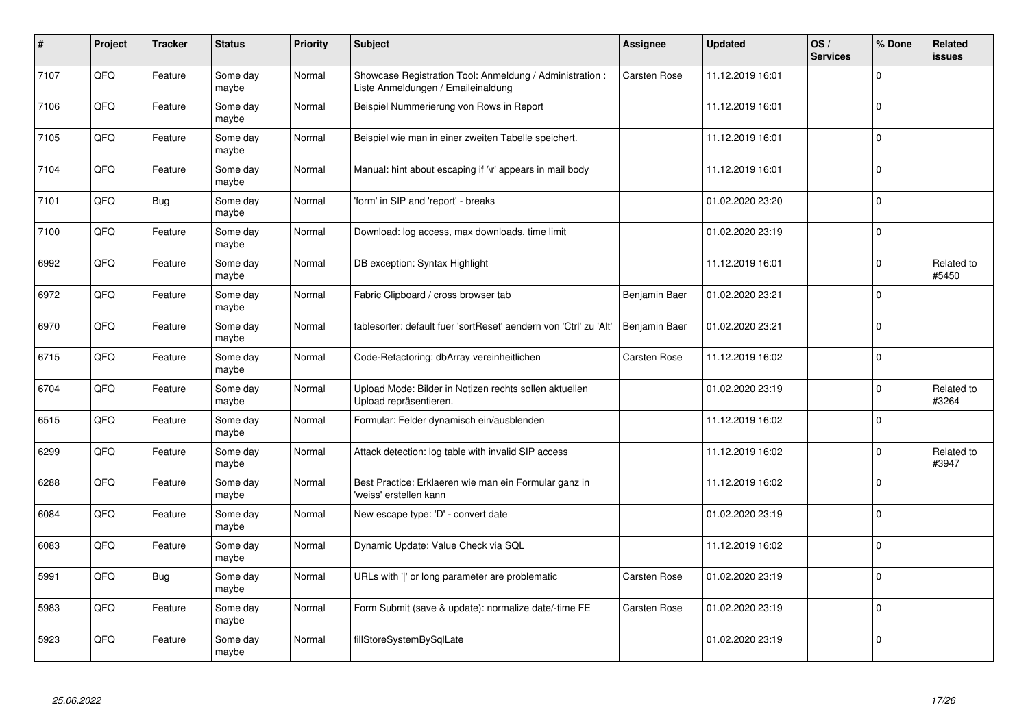| # | Project | Tracker | Status | Priority | Subject | Assignee | Updated | OS / Services | % Done | Related issues |
|---|---|---|---|---|---|---|---|---|---|---|
| 7107 | QFQ | Feature | Some day maybe | Normal | Showcase Registration Tool: Anmeldung / Administration : Liste Anmeldungen / Emaileinaldung | Carsten Rose | 11.12.2019 16:01 | | 0 | |
| 7106 | QFQ | Feature | Some day maybe | Normal | Beispiel Nummerierung von Rows in Report | | 11.12.2019 16:01 | | 0 | |
| 7105 | QFQ | Feature | Some day maybe | Normal | Beispiel wie man in einer zweiten Tabelle speichert. | | 11.12.2019 16:01 | | 0 | |
| 7104 | QFQ | Feature | Some day maybe | Normal | Manual: hint about escaping if '\r' appears in mail body | | 11.12.2019 16:01 | | 0 | |
| 7101 | QFQ | Bug | Some day maybe | Normal | 'form' in SIP and 'report' - breaks | | 01.02.2020 23:20 | | 0 | |
| 7100 | QFQ | Feature | Some day maybe | Normal | Download: log access, max downloads, time limit | | 01.02.2020 23:19 | | 0 | |
| 6992 | QFQ | Feature | Some day maybe | Normal | DB exception: Syntax Highlight | | 11.12.2019 16:01 | | 0 | Related to #5450 |
| 6972 | QFQ | Feature | Some day maybe | Normal | Fabric Clipboard / cross browser tab | Benjamin Baer | 01.02.2020 23:21 | | 0 | |
| 6970 | QFQ | Feature | Some day maybe | Normal | tablesorter: default fuer 'sortReset' aendern von 'Ctrl' zu 'Alt' | Benjamin Baer | 01.02.2020 23:21 | | 0 | |
| 6715 | QFQ | Feature | Some day maybe | Normal | Code-Refactoring: dbArray vereinheitlichen | Carsten Rose | 11.12.2019 16:02 | | 0 | |
| 6704 | QFQ | Feature | Some day maybe | Normal | Upload Mode: Bilder in Notizen rechts sollen aktuellen Upload repräsentieren. | | 01.02.2020 23:19 | | 0 | Related to #3264 |
| 6515 | QFQ | Feature | Some day maybe | Normal | Formular: Felder dynamisch ein/ausblenden | | 11.12.2019 16:02 | | 0 | |
| 6299 | QFQ | Feature | Some day maybe | Normal | Attack detection: log table with invalid SIP access | | 11.12.2019 16:02 | | 0 | Related to #3947 |
| 6288 | QFQ | Feature | Some day maybe | Normal | Best Practice: Erklaeren wie man ein Formular ganz in 'weiss' erstellen kann | | 11.12.2019 16:02 | | 0 | |
| 6084 | QFQ | Feature | Some day maybe | Normal | New escape type: 'D' - convert date | | 01.02.2020 23:19 | | 0 | |
| 6083 | QFQ | Feature | Some day maybe | Normal | Dynamic Update: Value Check via SQL | | 11.12.2019 16:02 | | 0 | |
| 5991 | QFQ | Bug | Some day maybe | Normal | URLs with '\|' or long parameter are problematic | Carsten Rose | 01.02.2020 23:19 | | 0 | |
| 5983 | QFQ | Feature | Some day maybe | Normal | Form Submit (save & update): normalize date/-time FE | Carsten Rose | 01.02.2020 23:19 | | 0 | |
| 5923 | QFQ | Feature | Some day maybe | Normal | fillStoreSystemBySqlLate | | 01.02.2020 23:19 | | 0 | |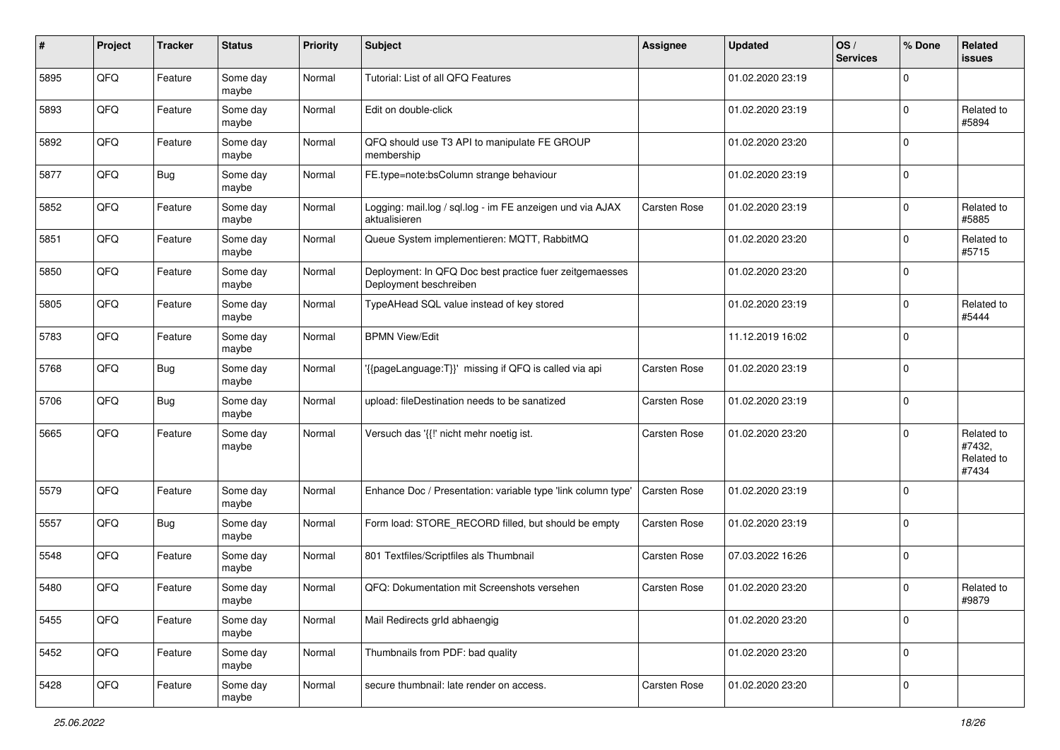| # | Project | Tracker | Status | Priority | Subject | Assignee | Updated | OS / Services | % Done | Related issues |
|---|---|---|---|---|---|---|---|---|---|---|
| 5895 | QFQ | Feature | Some day maybe | Normal | Tutorial: List of all QFQ Features | | 01.02.2020 23:19 | | 0 | |
| 5893 | QFQ | Feature | Some day maybe | Normal | Edit on double-click | | 01.02.2020 23:19 | | 0 | Related to #5894 |
| 5892 | QFQ | Feature | Some day maybe | Normal | QFQ should use T3 API to manipulate FE GROUP membership | | 01.02.2020 23:20 | | 0 | |
| 5877 | QFQ | Bug | Some day maybe | Normal | FE.type=note:bsColumn strange behaviour | | 01.02.2020 23:19 | | 0 | |
| 5852 | QFQ | Feature | Some day maybe | Normal | Logging: mail.log / sql.log - im FE anzeigen und via AJAX aktualisieren | Carsten Rose | 01.02.2020 23:19 | | 0 | Related to #5885 |
| 5851 | QFQ | Feature | Some day maybe | Normal | Queue System implementieren: MQTT, RabbitMQ | | 01.02.2020 23:20 | | 0 | Related to #5715 |
| 5850 | QFQ | Feature | Some day maybe | Normal | Deployment: In QFQ Doc best practice fuer zeitgemaesses Deployment beschreiben | | 01.02.2020 23:20 | | 0 | |
| 5805 | QFQ | Feature | Some day maybe | Normal | TypeAHead SQL value instead of key stored | | 01.02.2020 23:19 | | 0 | Related to #5444 |
| 5783 | QFQ | Feature | Some day maybe | Normal | BPMN View/Edit | | 11.12.2019 16:02 | | 0 | |
| 5768 | QFQ | Bug | Some day maybe | Normal | '{{pageLanguage:T}}' missing if QFQ is called via api | Carsten Rose | 01.02.2020 23:19 | | 0 | |
| 5706 | QFQ | Bug | Some day maybe | Normal | upload: fileDestination needs to be sanatized | Carsten Rose | 01.02.2020 23:19 | | 0 | |
| 5665 | QFQ | Feature | Some day maybe | Normal | Versuch das '{{!' nicht mehr noetig ist. | Carsten Rose | 01.02.2020 23:20 | | 0 | Related to #7432, Related to #7434 |
| 5579 | QFQ | Feature | Some day maybe | Normal | Enhance Doc / Presentation: variable type 'link column type' | Carsten Rose | 01.02.2020 23:19 | | 0 | |
| 5557 | QFQ | Bug | Some day maybe | Normal | Form load: STORE_RECORD filled, but should be empty | Carsten Rose | 01.02.2020 23:19 | | 0 | |
| 5548 | QFQ | Feature | Some day maybe | Normal | 801 Textfiles/Scriptfiles als Thumbnail | Carsten Rose | 07.03.2022 16:26 | | 0 | |
| 5480 | QFQ | Feature | Some day maybe | Normal | QFQ: Dokumentation mit Screenshots versehen | Carsten Rose | 01.02.2020 23:20 | | 0 | Related to #9879 |
| 5455 | QFQ | Feature | Some day maybe | Normal | Mail Redirects grId abhaengig | | 01.02.2020 23:20 | | 0 | |
| 5452 | QFQ | Feature | Some day maybe | Normal | Thumbnails from PDF: bad quality | | 01.02.2020 23:20 | | 0 | |
| 5428 | QFQ | Feature | Some day maybe | Normal | secure thumbnail: late render on access. | Carsten Rose | 01.02.2020 23:20 | | 0 | |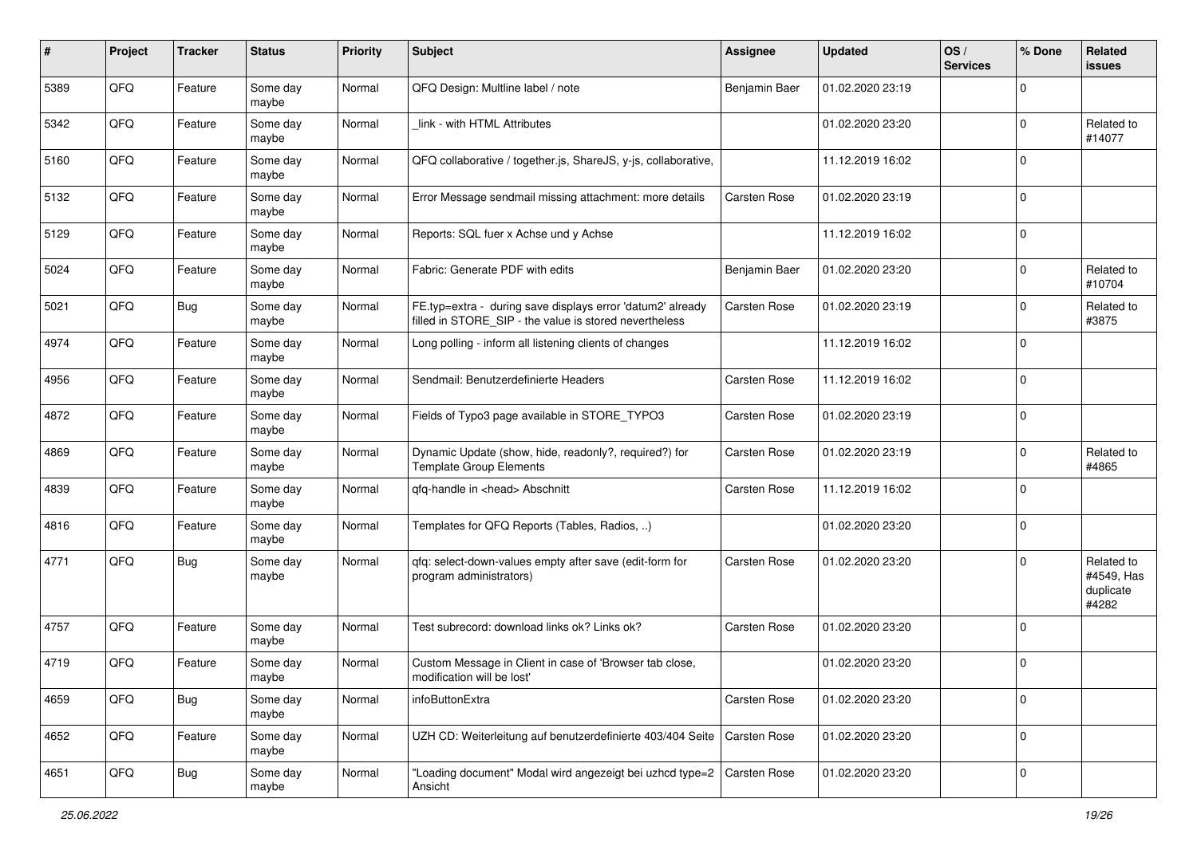| # | Project | Tracker | Status | Priority | Subject | Assignee | Updated | OS / Services | % Done | Related issues |
|---|---|---|---|---|---|---|---|---|---|---|
| 5389 | QFQ | Feature | Some day maybe | Normal | QFQ Design: Multline label / note | Benjamin Baer | 01.02.2020 23:19 | | 0 | |
| 5342 | QFQ | Feature | Some day maybe | Normal | _link - with HTML Attributes | | 01.02.2020 23:20 | | 0 | Related to #14077 |
| 5160 | QFQ | Feature | Some day maybe | Normal | QFQ collaborative / together.js, ShareJS, y-js, collaborative, | | 11.12.2019 16:02 | | 0 | |
| 5132 | QFQ | Feature | Some day maybe | Normal | Error Message sendmail missing attachment: more details | Carsten Rose | 01.02.2020 23:19 | | 0 | |
| 5129 | QFQ | Feature | Some day maybe | Normal | Reports: SQL fuer x Achse und y Achse | | 11.12.2019 16:02 | | 0 | |
| 5024 | QFQ | Feature | Some day maybe | Normal | Fabric: Generate PDF with edits | Benjamin Baer | 01.02.2020 23:20 | | 0 | Related to #10704 |
| 5021 | QFQ | Bug | Some day maybe | Normal | FE.typ=extra - during save displays error 'datum2' already filled in STORE_SIP - the value is stored nevertheless | Carsten Rose | 01.02.2020 23:19 | | 0 | Related to #3875 |
| 4974 | QFQ | Feature | Some day maybe | Normal | Long polling - inform all listening clients of changes | | 11.12.2019 16:02 | | 0 | |
| 4956 | QFQ | Feature | Some day maybe | Normal | Sendmail: Benutzerdefinierte Headers | Carsten Rose | 11.12.2019 16:02 | | 0 | |
| 4872 | QFQ | Feature | Some day maybe | Normal | Fields of Typo3 page available in STORE_TYPO3 | Carsten Rose | 01.02.2020 23:19 | | 0 | |
| 4869 | QFQ | Feature | Some day maybe | Normal | Dynamic Update (show, hide, readonly?, required?) for Template Group Elements | Carsten Rose | 01.02.2020 23:19 | | 0 | Related to #4865 |
| 4839 | QFQ | Feature | Some day maybe | Normal | qfq-handle in <head> Abschnitt | Carsten Rose | 11.12.2019 16:02 | | 0 | |
| 4816 | QFQ | Feature | Some day maybe | Normal | Templates for QFQ Reports (Tables, Radios, ..) | | 01.02.2020 23:20 | | 0 | |
| 4771 | QFQ | Bug | Some day maybe | Normal | qfq: select-down-values empty after save (edit-form for program administrators) | Carsten Rose | 01.02.2020 23:20 | | 0 | Related to #4549, Has duplicate #4282 |
| 4757 | QFQ | Feature | Some day maybe | Normal | Test subrecord: download links ok? Links ok? | Carsten Rose | 01.02.2020 23:20 | | 0 | |
| 4719 | QFQ | Feature | Some day maybe | Normal | Custom Message in Client in case of 'Browser tab close, modification will be lost' | | 01.02.2020 23:20 | | 0 | |
| 4659 | QFQ | Bug | Some day maybe | Normal | infoButtonExtra | Carsten Rose | 01.02.2020 23:20 | | 0 | |
| 4652 | QFQ | Feature | Some day maybe | Normal | UZH CD: Weiterleitung auf benutzerdefinierte 403/404 Seite | Carsten Rose | 01.02.2020 23:20 | | 0 | |
| 4651 | QFQ | Bug | Some day maybe | Normal | "Loading document" Modal wird angezeigt bei uzhcd type=2 Ansicht | Carsten Rose | 01.02.2020 23:20 | | 0 | |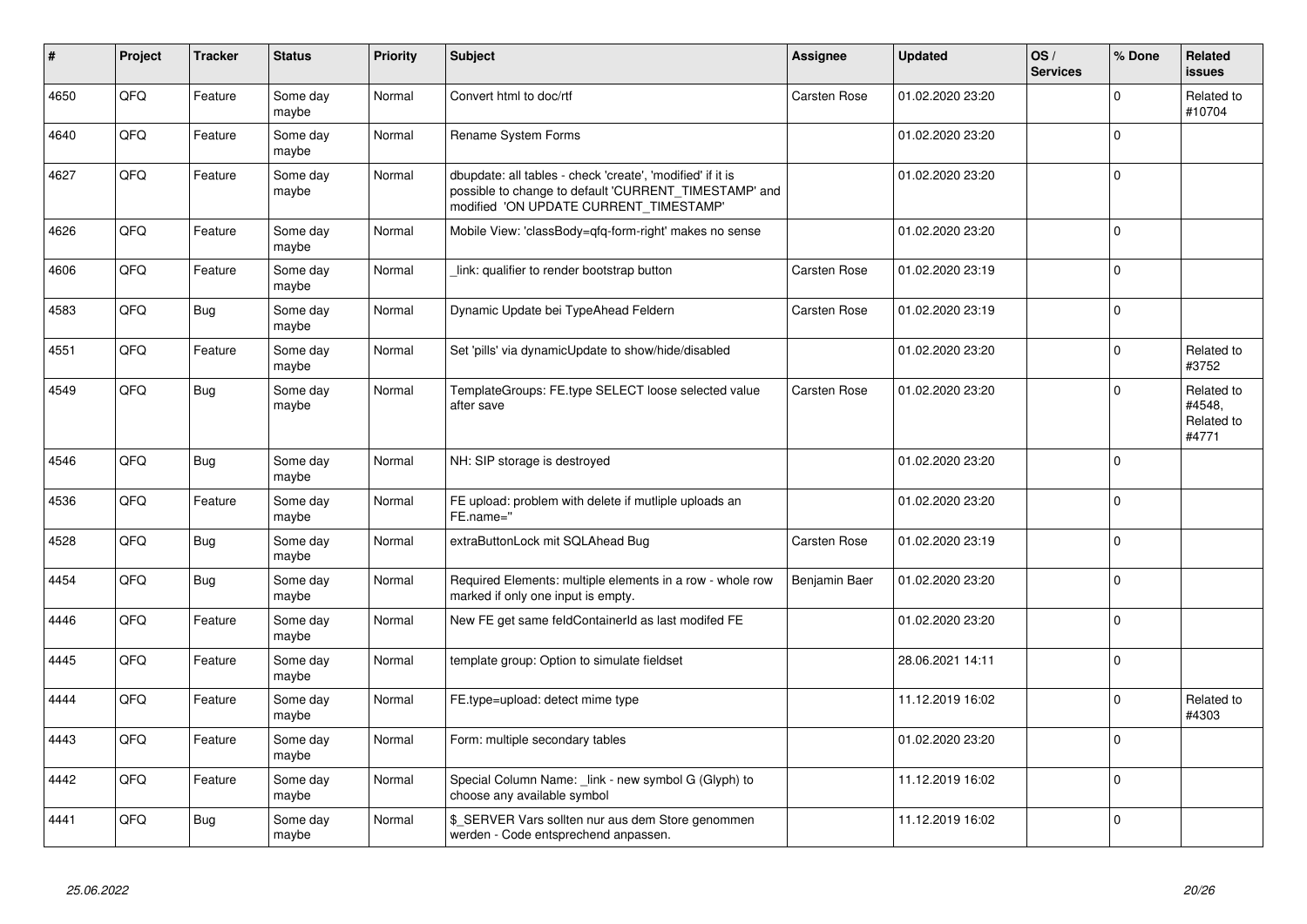| # | Project | Tracker | Status | Priority | Subject | Assignee | Updated | OS / Services | % Done | Related issues |
|---|---|---|---|---|---|---|---|---|---|---|
| 4650 | QFQ | Feature | Some day maybe | Normal | Convert html to doc/rtf | Carsten Rose | 01.02.2020 23:20 | | 0 | Related to #10704 |
| 4640 | QFQ | Feature | Some day maybe | Normal | Rename System Forms | | 01.02.2020 23:20 | | 0 | |
| 4627 | QFQ | Feature | Some day maybe | Normal | dbupdate: all tables - check 'create', 'modified' if it is possible to change to default 'CURRENT_TIMESTAMP' and modified 'ON UPDATE CURRENT_TIMESTAMP' | | 01.02.2020 23:20 | | 0 | |
| 4626 | QFQ | Feature | Some day maybe | Normal | Mobile View: 'classBody=qfq-form-right' makes no sense | | 01.02.2020 23:20 | | 0 | |
| 4606 | QFQ | Feature | Some day maybe | Normal | _link: qualifier to render bootstrap button | Carsten Rose | 01.02.2020 23:19 | | 0 | |
| 4583 | QFQ | Bug | Some day maybe | Normal | Dynamic Update bei TypeAhead Feldern | Carsten Rose | 01.02.2020 23:19 | | 0 | |
| 4551 | QFQ | Feature | Some day maybe | Normal | Set 'pills' via dynamicUpdate to show/hide/disabled | | 01.02.2020 23:20 | | 0 | Related to #3752 |
| 4549 | QFQ | Bug | Some day maybe | Normal | TemplateGroups: FE.type SELECT loose selected value after save | Carsten Rose | 01.02.2020 23:20 | | 0 | Related to #4548, Related to #4771 |
| 4546 | QFQ | Bug | Some day maybe | Normal | NH: SIP storage is destroyed | | 01.02.2020 23:20 | | 0 | |
| 4536 | QFQ | Feature | Some day maybe | Normal | FE upload: problem with delete if mutliple uploads an FE.name='' | | 01.02.2020 23:20 | | 0 | |
| 4528 | QFQ | Bug | Some day maybe | Normal | extraButtonLock mit SQLAhead Bug | Carsten Rose | 01.02.2020 23:19 | | 0 | |
| 4454 | QFQ | Bug | Some day maybe | Normal | Required Elements: multiple elements in a row - whole row marked if only one input is empty. | Benjamin Baer | 01.02.2020 23:20 | | 0 | |
| 4446 | QFQ | Feature | Some day maybe | Normal | New FE get same feldContainerId as last modifed FE | | 01.02.2020 23:20 | | 0 | |
| 4445 | QFQ | Feature | Some day maybe | Normal | template group: Option to simulate fieldset | | 28.06.2021 14:11 | | 0 | |
| 4444 | QFQ | Feature | Some day maybe | Normal | FE.type=upload: detect mime type | | 11.12.2019 16:02 | | 0 | Related to #4303 |
| 4443 | QFQ | Feature | Some day maybe | Normal | Form: multiple secondary tables | | 01.02.2020 23:20 | | 0 | |
| 4442 | QFQ | Feature | Some day maybe | Normal | Special Column Name: _link - new symbol G (Glyph) to choose any available symbol | | 11.12.2019 16:02 | | 0 | |
| 4441 | QFQ | Bug | Some day maybe | Normal | $_SERVER Vars sollten nur aus dem Store genommen werden - Code entsprechend anpassen. | | 11.12.2019 16:02 | | 0 | |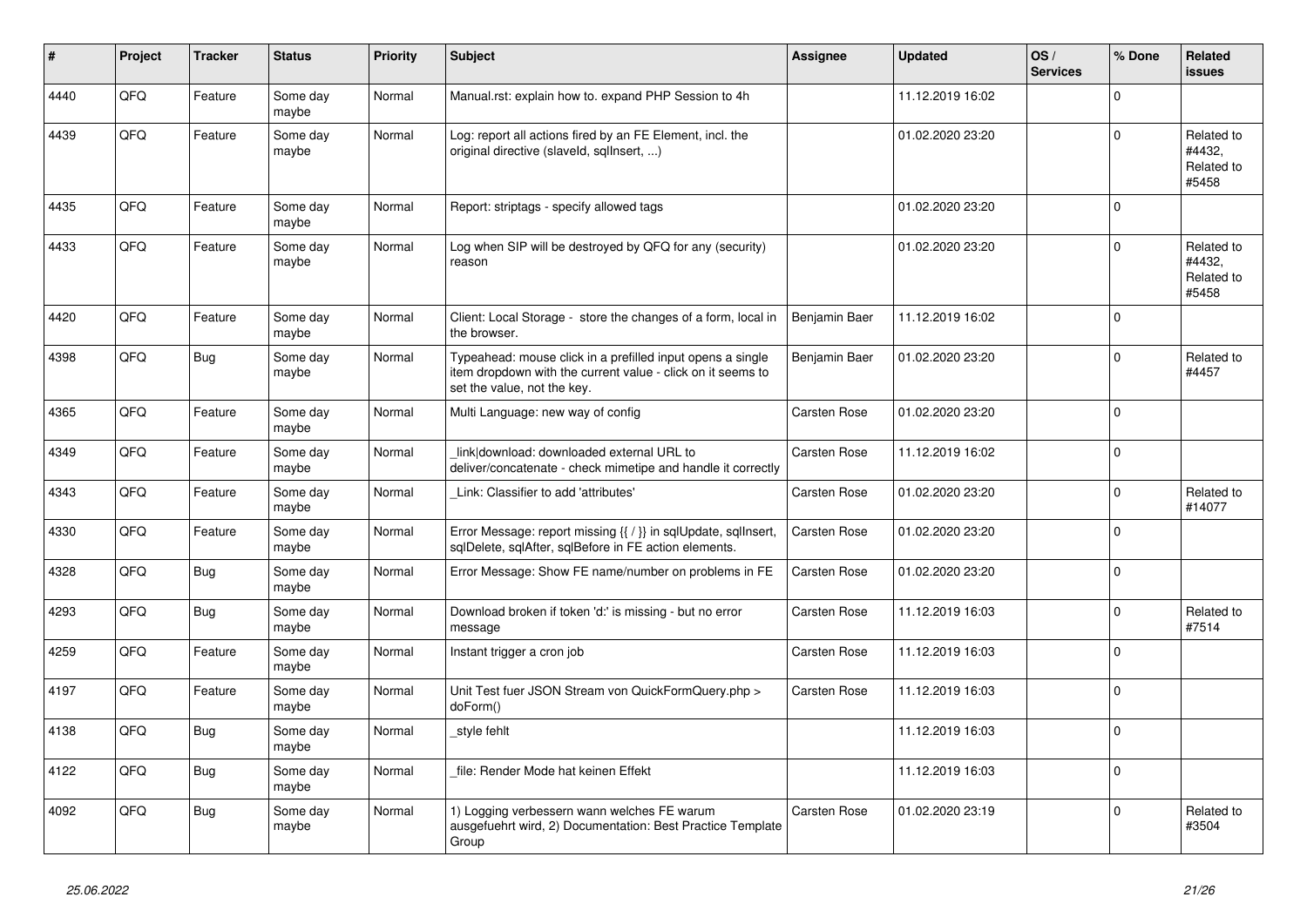| # | Project | Tracker | Status | Priority | Subject | Assignee | Updated | OS / Services | % Done | Related issues |
|---|---|---|---|---|---|---|---|---|---|---|
| 4440 | QFQ | Feature | Some day maybe | Normal | Manual.rst: explain how to. expand PHP Session to 4h | | 11.12.2019 16:02 | | 0 | |
| 4439 | QFQ | Feature | Some day maybe | Normal | Log: report all actions fired by an FE Element, incl. the original directive (slaveId, sqlInsert, ...) | | 01.02.2020 23:20 | | 0 | Related to #4432, Related to #5458 |
| 4435 | QFQ | Feature | Some day maybe | Normal | Report: striptags - specify allowed tags | | 01.02.2020 23:20 | | 0 | |
| 4433 | QFQ | Feature | Some day maybe | Normal | Log when SIP will be destroyed by QFQ for any (security) reason | | 01.02.2020 23:20 | | 0 | Related to #4432, Related to #5458 |
| 4420 | QFQ | Feature | Some day maybe | Normal | Client: Local Storage - store the changes of a form, local in the browser. | Benjamin Baer | 11.12.2019 16:02 | | 0 | |
| 4398 | QFQ | Bug | Some day maybe | Normal | Typeahead: mouse click in a prefilled input opens a single item dropdown with the current value - click on it seems to set the value, not the key. | Benjamin Baer | 01.02.2020 23:20 | | 0 | Related to #4457 |
| 4365 | QFQ | Feature | Some day maybe | Normal | Multi Language: new way of config | Carsten Rose | 01.02.2020 23:20 | | 0 | |
| 4349 | QFQ | Feature | Some day maybe | Normal | _link\|download: downloaded external URL to deliver/concatenate - check mimetipe and handle it correctly | Carsten Rose | 11.12.2019 16:02 | | 0 | |
| 4343 | QFQ | Feature | Some day maybe | Normal | _Link: Classifier to add 'attributes' | Carsten Rose | 01.02.2020 23:20 | | 0 | Related to #14077 |
| 4330 | QFQ | Feature | Some day maybe | Normal | Error Message: report missing {{ / }} in sqlUpdate, sqlInsert, sqlDelete, sqlAfter, sqlBefore in FE action elements. | Carsten Rose | 01.02.2020 23:20 | | 0 | |
| 4328 | QFQ | Bug | Some day maybe | Normal | Error Message: Show FE name/number on problems in FE | Carsten Rose | 01.02.2020 23:20 | | 0 | |
| 4293 | QFQ | Bug | Some day maybe | Normal | Download broken if token 'd:' is missing - but no error message | Carsten Rose | 11.12.2019 16:03 | | 0 | Related to #7514 |
| 4259 | QFQ | Feature | Some day maybe | Normal | Instant trigger a cron job | Carsten Rose | 11.12.2019 16:03 | | 0 | |
| 4197 | QFQ | Feature | Some day maybe | Normal | Unit Test fuer JSON Stream von QuickFormQuery.php > doForm() | Carsten Rose | 11.12.2019 16:03 | | 0 | |
| 4138 | QFQ | Bug | Some day maybe | Normal | _style fehlt | | 11.12.2019 16:03 | | 0 | |
| 4122 | QFQ | Bug | Some day maybe | Normal | _file: Render Mode hat keinen Effekt | | 11.12.2019 16:03 | | 0 | |
| 4092 | QFQ | Bug | Some day maybe | Normal | 1) Logging verbessern wann welches FE warum ausgefuehrt wird, 2) Documentation: Best Practice Template Group | Carsten Rose | 01.02.2020 23:19 | | 0 | Related to #3504 |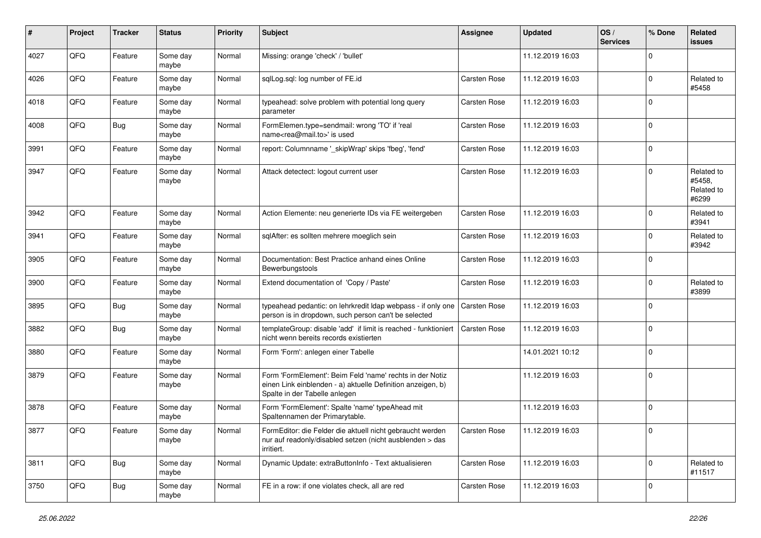| # | Project | Tracker | Status | Priority | Subject | Assignee | Updated | OS / Services | % Done | Related issues |
|---|---|---|---|---|---|---|---|---|---|---|
| 4027 | QFQ | Feature | Some day maybe | Normal | Missing: orange 'check' / 'bullet' | | 11.12.2019 16:03 | | 0 | |
| 4026 | QFQ | Feature | Some day maybe | Normal | sqlLog.sql: log number of FE.id | Carsten Rose | 11.12.2019 16:03 | | 0 | Related to #5458 |
| 4018 | QFQ | Feature | Some day maybe | Normal | typeahead: solve problem with potential long query parameter | Carsten Rose | 11.12.2019 16:03 | | 0 | |
| 4008 | QFQ | Bug | Some day maybe | Normal | FormElemen.type=sendmail: wrong 'TO' if 'real name<rea@mail.to>' is used | Carsten Rose | 11.12.2019 16:03 | | 0 | |
| 3991 | QFQ | Feature | Some day maybe | Normal | report: Columnname '_skipWrap' skips 'fbeg', 'fend' | Carsten Rose | 11.12.2019 16:03 | | 0 | |
| 3947 | QFQ | Feature | Some day maybe | Normal | Attack detectect: logout current user | Carsten Rose | 11.12.2019 16:03 | | 0 | Related to #5458, Related to #6299 |
| 3942 | QFQ | Feature | Some day maybe | Normal | Action Elemente: neu generierte IDs via FE weitergeben | Carsten Rose | 11.12.2019 16:03 | | 0 | Related to #3941 |
| 3941 | QFQ | Feature | Some day maybe | Normal | sqlAfter: es sollten mehrere moeglich sein | Carsten Rose | 11.12.2019 16:03 | | 0 | Related to #3942 |
| 3905 | QFQ | Feature | Some day maybe | Normal | Documentation: Best Practice anhand eines Online Bewerbungstools | Carsten Rose | 11.12.2019 16:03 | | 0 | |
| 3900 | QFQ | Feature | Some day maybe | Normal | Extend documentation of 'Copy / Paste' | Carsten Rose | 11.12.2019 16:03 | | 0 | Related to #3899 |
| 3895 | QFQ | Bug | Some day maybe | Normal | typeahead pedantic: on lehrkredit ldap webpass - if only one person is in dropdown, such person can't be selected | Carsten Rose | 11.12.2019 16:03 | | 0 | |
| 3882 | QFQ | Bug | Some day maybe | Normal | templateGroup: disable 'add' if limit is reached - funktioniert nicht wenn bereits records existierten | Carsten Rose | 11.12.2019 16:03 | | 0 | |
| 3880 | QFQ | Feature | Some day maybe | Normal | Form 'Form': anlegen einer Tabelle | | 14.01.2021 10:12 | | 0 | |
| 3879 | QFQ | Feature | Some day maybe | Normal | Form 'FormElement': Beim Feld 'name' rechts in der Notiz einen Link einblenden - a) aktuelle Definition anzeigen, b) Spalte in der Tabelle anlegen | | 11.12.2019 16:03 | | 0 | |
| 3878 | QFQ | Feature | Some day maybe | Normal | Form 'FormElement': Spalte 'name' typeAhead mit Spaltennamen der Primarytable. | | 11.12.2019 16:03 | | 0 | |
| 3877 | QFQ | Feature | Some day maybe | Normal | FormEditor: die Felder die aktuell nicht gebraucht werden nur auf readonly/disabled setzen (nicht ausblenden > das irritiert. | Carsten Rose | 11.12.2019 16:03 | | 0 | |
| 3811 | QFQ | Bug | Some day maybe | Normal | Dynamic Update: extraButtonInfo - Text aktualisieren | Carsten Rose | 11.12.2019 16:03 | | 0 | Related to #11517 |
| 3750 | QFQ | Bug | Some day maybe | Normal | FE in a row: if one violates check, all are red | Carsten Rose | 11.12.2019 16:03 | | 0 | |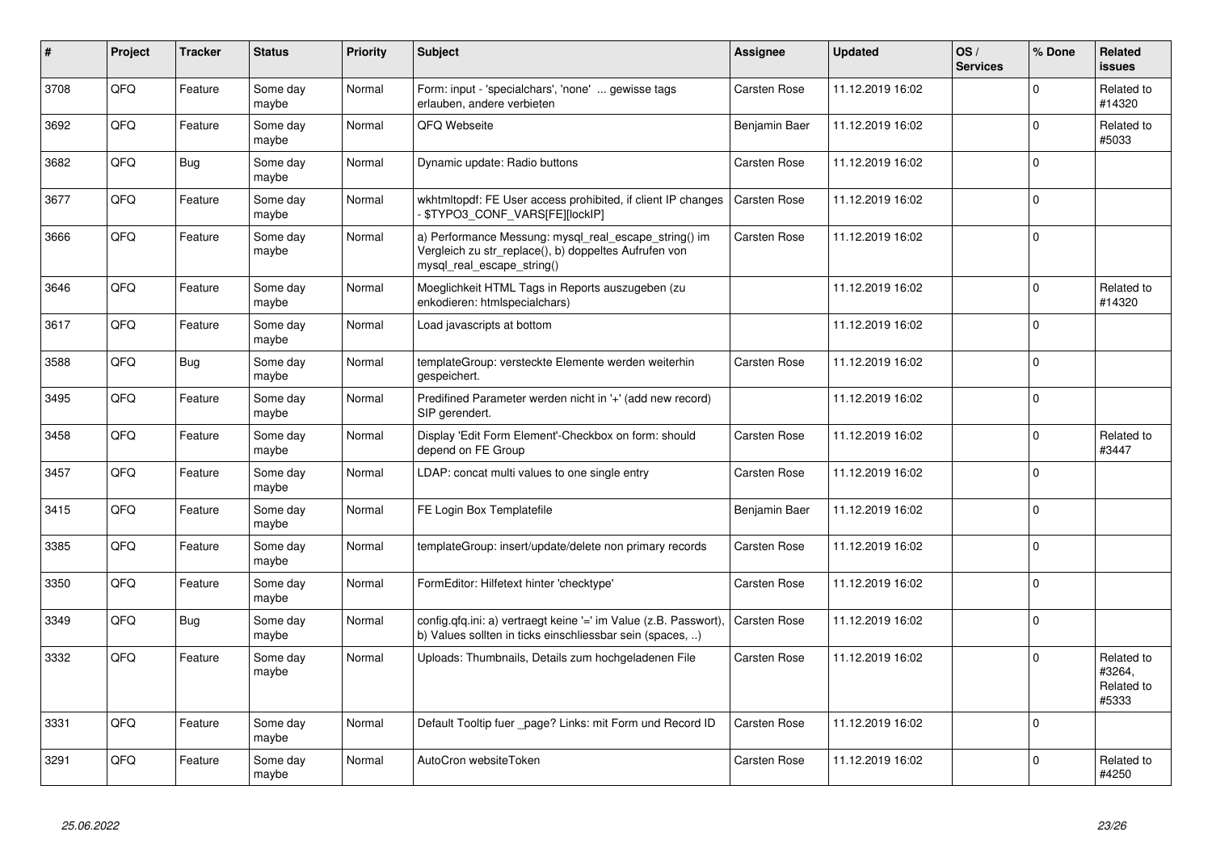| # | Project | Tracker | Status | Priority | Subject | Assignee | Updated | OS / Services | % Done | Related issues |
|---|---|---|---|---|---|---|---|---|---|---|
| 3708 | QFQ | Feature | Some day maybe | Normal | Form: input - 'specialchars', 'none' ... gewisse tags erlauben, andere verbieten | Carsten Rose | 11.12.2019 16:02 | | 0 | Related to #14320 |
| 3692 | QFQ | Feature | Some day maybe | Normal | QFQ Webseite | Benjamin Baer | 11.12.2019 16:02 | | 0 | Related to #5033 |
| 3682 | QFQ | Bug | Some day maybe | Normal | Dynamic update: Radio buttons | Carsten Rose | 11.12.2019 16:02 | | 0 | |
| 3677 | QFQ | Feature | Some day maybe | Normal | wkhtmltopdf: FE User access prohibited, if client IP changes - $TYPO3_CONF_VARS[FE][lockIP] | Carsten Rose | 11.12.2019 16:02 | | 0 | |
| 3666 | QFQ | Feature | Some day maybe | Normal | a) Performance Messung: mysql_real_escape_string() im Vergleich zu str_replace(), b) doppeltes Aufrufen von mysql_real_escape_string() | Carsten Rose | 11.12.2019 16:02 | | 0 | |
| 3646 | QFQ | Feature | Some day maybe | Normal | Moeglichkeit HTML Tags in Reports auszugeben (zu enkodieren: htmlspecialchars) | | 11.12.2019 16:02 | | 0 | Related to #14320 |
| 3617 | QFQ | Feature | Some day maybe | Normal | Load javascripts at bottom | | 11.12.2019 16:02 | | 0 | |
| 3588 | QFQ | Bug | Some day maybe | Normal | templateGroup: versteckte Elemente werden weiterhin gespeichert. | Carsten Rose | 11.12.2019 16:02 | | 0 | |
| 3495 | QFQ | Feature | Some day maybe | Normal | Predifined Parameter werden nicht in '+' (add new record) SIP gerendert. | | 11.12.2019 16:02 | | 0 | |
| 3458 | QFQ | Feature | Some day maybe | Normal | Display 'Edit Form Element'-Checkbox on form: should depend on FE Group | Carsten Rose | 11.12.2019 16:02 | | 0 | Related to #3447 |
| 3457 | QFQ | Feature | Some day maybe | Normal | LDAP: concat multi values to one single entry | Carsten Rose | 11.12.2019 16:02 | | 0 | |
| 3415 | QFQ | Feature | Some day maybe | Normal | FE Login Box Templatefile | Benjamin Baer | 11.12.2019 16:02 | | 0 | |
| 3385 | QFQ | Feature | Some day maybe | Normal | templateGroup: insert/update/delete non primary records | Carsten Rose | 11.12.2019 16:02 | | 0 | |
| 3350 | QFQ | Feature | Some day maybe | Normal | FormEditor: Hilfetext hinter 'checktype' | Carsten Rose | 11.12.2019 16:02 | | 0 | |
| 3349 | QFQ | Bug | Some day maybe | Normal | config.qfq.ini: a) vertraegt keine '=' im Value (z.B. Passwort), b) Values sollten in ticks einschliessbar sein (spaces, ..) | Carsten Rose | 11.12.2019 16:02 | | 0 | |
| 3332 | QFQ | Feature | Some day maybe | Normal | Uploads: Thumbnails, Details zum hochgeladenen File | Carsten Rose | 11.12.2019 16:02 | | 0 | Related to #3264, Related to #5333 |
| 3331 | QFQ | Feature | Some day maybe | Normal | Default Tooltip fuer _page? Links: mit Form und Record ID | Carsten Rose | 11.12.2019 16:02 | | 0 | |
| 3291 | QFQ | Feature | Some day maybe | Normal | AutoCron websiteToken | Carsten Rose | 11.12.2019 16:02 | | 0 | Related to #4250 |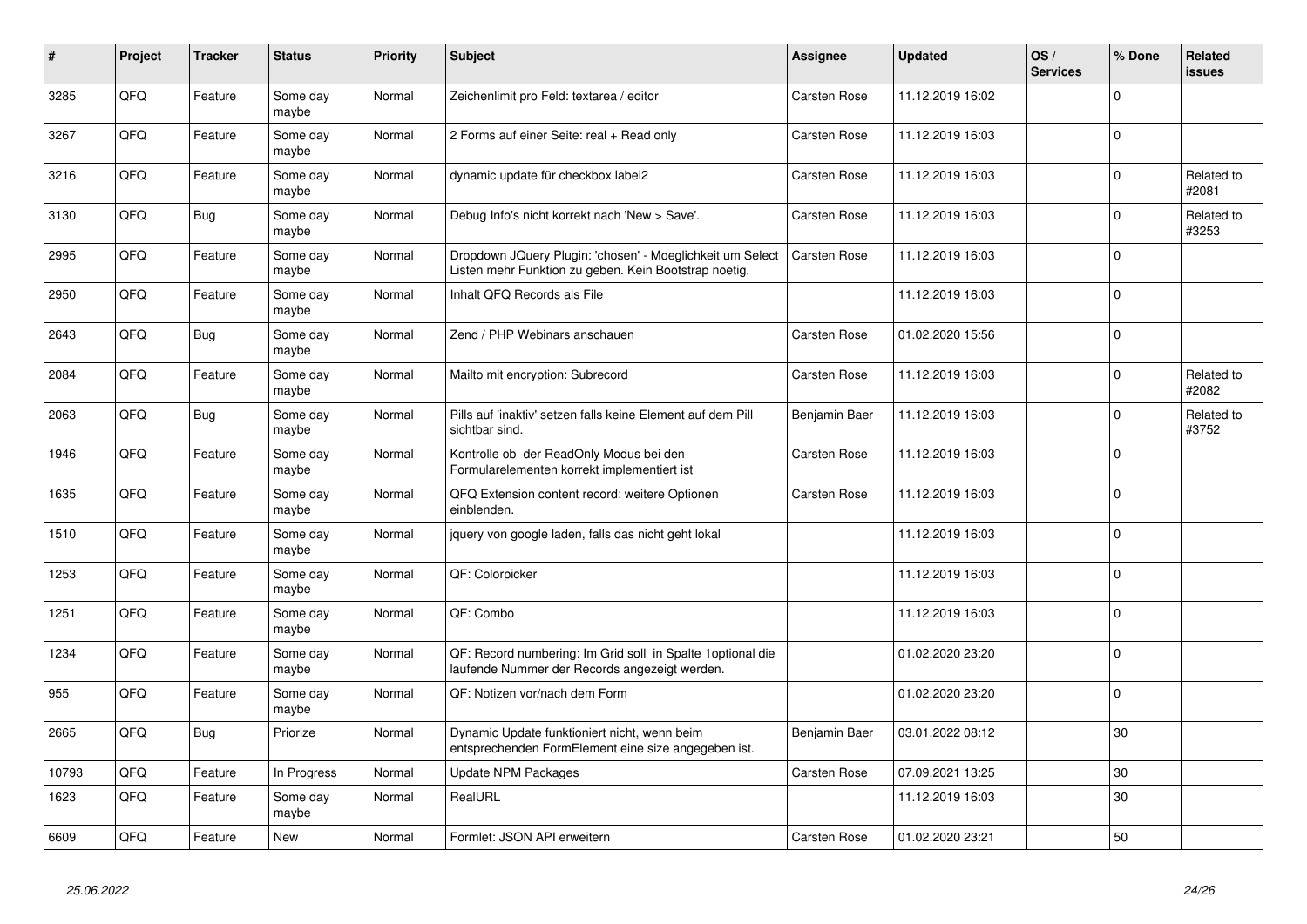| # | Project | Tracker | Status | Priority | Subject | Assignee | Updated | OS / Services | % Done | Related issues |
|---|---|---|---|---|---|---|---|---|---|---|
| 3285 | QFQ | Feature | Some day maybe | Normal | Zeichenlimit pro Feld: textarea / editor | Carsten Rose | 11.12.2019 16:02 | | 0 | |
| 3267 | QFQ | Feature | Some day maybe | Normal | 2 Forms auf einer Seite: real + Read only | Carsten Rose | 11.12.2019 16:03 | | 0 | |
| 3216 | QFQ | Feature | Some day maybe | Normal | dynamic update für checkbox label2 | Carsten Rose | 11.12.2019 16:03 | | 0 | Related to #2081 |
| 3130 | QFQ | Bug | Some day maybe | Normal | Debug Info's nicht korrekt nach 'New > Save'. | Carsten Rose | 11.12.2019 16:03 | | 0 | Related to #3253 |
| 2995 | QFQ | Feature | Some day maybe | Normal | Dropdown JQuery Plugin: 'chosen' - Moeglichkeit um Select Listen mehr Funktion zu geben. Kein Bootstrap noetig. | Carsten Rose | 11.12.2019 16:03 | | 0 | |
| 2950 | QFQ | Feature | Some day maybe | Normal | Inhalt QFQ Records als File | | 11.12.2019 16:03 | | 0 | |
| 2643 | QFQ | Bug | Some day maybe | Normal | Zend / PHP Webinars anschauen | Carsten Rose | 01.02.2020 15:56 | | 0 | |
| 2084 | QFQ | Feature | Some day maybe | Normal | Mailto mit encryption: Subrecord | Carsten Rose | 11.12.2019 16:03 | | 0 | Related to #2082 |
| 2063 | QFQ | Bug | Some day maybe | Normal | Pills auf 'inaktiv' setzen falls keine Element auf dem Pill sichtbar sind. | Benjamin Baer | 11.12.2019 16:03 | | 0 | Related to #3752 |
| 1946 | QFQ | Feature | Some day maybe | Normal | Kontrolle ob der ReadOnly Modus bei den Formularelementen korrekt implementiert ist | Carsten Rose | 11.12.2019 16:03 | | 0 | |
| 1635 | QFQ | Feature | Some day maybe | Normal | QFQ Extension content record: weitere Optionen einblenden. | Carsten Rose | 11.12.2019 16:03 | | 0 | |
| 1510 | QFQ | Feature | Some day maybe | Normal | jquery von google laden, falls das nicht geht lokal | | 11.12.2019 16:03 | | 0 | |
| 1253 | QFQ | Feature | Some day maybe | Normal | QF: Colorpicker | | 11.12.2019 16:03 | | 0 | |
| 1251 | QFQ | Feature | Some day maybe | Normal | QF: Combo | | 11.12.2019 16:03 | | 0 | |
| 1234 | QFQ | Feature | Some day maybe | Normal | QF: Record numbering: Im Grid soll in Spalte 1optional die laufende Nummer der Records angezeigt werden. | | 01.02.2020 23:20 | | 0 | |
| 955 | QFQ | Feature | Some day maybe | Normal | QF: Notizen vor/nach dem Form | | 01.02.2020 23:20 | | 0 | |
| 2665 | QFQ | Bug | Priorize | Normal | Dynamic Update funktioniert nicht, wenn beim entsprechenden FormElement eine size angegeben ist. | Benjamin Baer | 03.01.2022 08:12 | | 30 | |
| 10793 | QFQ | Feature | In Progress | Normal | Update NPM Packages | Carsten Rose | 07.09.2021 13:25 | | 30 | |
| 1623 | QFQ | Feature | Some day maybe | Normal | RealURL | | 11.12.2019 16:03 | | 30 | |
| 6609 | QFQ | Feature | New | Normal | Formlet: JSON API erweitern | Carsten Rose | 01.02.2020 23:21 | | 50 | |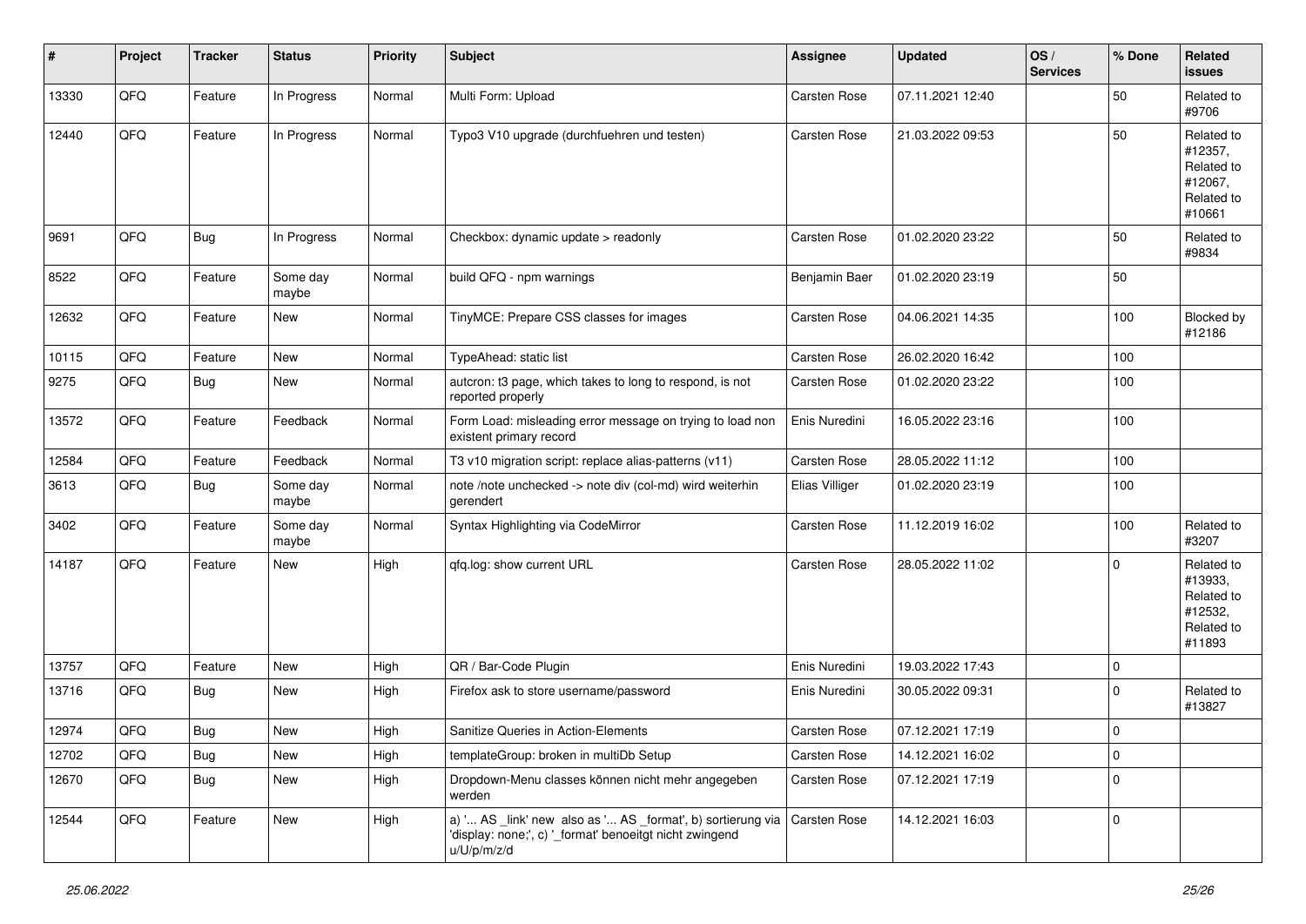| # | Project | Tracker | Status | Priority | Subject | Assignee | Updated | OS / Services | % Done | Related issues |
|---|---|---|---|---|---|---|---|---|---|---|
| 13330 | QFQ | Feature | In Progress | Normal | Multi Form: Upload | Carsten Rose | 07.11.2021 12:40 | | 50 | Related to #9706 |
| 12440 | QFQ | Feature | In Progress | Normal | Typo3 V10 upgrade (durchfuehren und testen) | Carsten Rose | 21.03.2022 09:53 | | 50 | Related to #12357, Related to #12067, Related to #10661 |
| 9691 | QFQ | Bug | In Progress | Normal | Checkbox: dynamic update > readonly | Carsten Rose | 01.02.2020 23:22 | | 50 | Related to #9834 |
| 8522 | QFQ | Feature | Some day maybe | Normal | build QFQ - npm warnings | Benjamin Baer | 01.02.2020 23:19 | | 50 | |
| 12632 | QFQ | Feature | New | Normal | TinyMCE: Prepare CSS classes for images | Carsten Rose | 04.06.2021 14:35 | | 100 | Blocked by #12186 |
| 10115 | QFQ | Feature | New | Normal | TypeAhead: static list | Carsten Rose | 26.02.2020 16:42 | | 100 | |
| 9275 | QFQ | Bug | New | Normal | autcron: t3 page, which takes to long to respond, is not reported properly | Carsten Rose | 01.02.2020 23:22 | | 100 | |
| 13572 | QFQ | Feature | Feedback | Normal | Form Load: misleading error message on trying to load non existent primary record | Enis Nuredini | 16.05.2022 23:16 | | 100 | |
| 12584 | QFQ | Feature | Feedback | Normal | T3 v10 migration script: replace alias-patterns (v11) | Carsten Rose | 28.05.2022 11:12 | | 100 | |
| 3613 | QFQ | Bug | Some day maybe | Normal | note /note unchecked -> note div (col-md) wird weiterhin gerendert | Elias Villiger | 01.02.2020 23:19 | | 100 | |
| 3402 | QFQ | Feature | Some day maybe | Normal | Syntax Highlighting via CodeMirror | Carsten Rose | 11.12.2019 16:02 | | 100 | Related to #3207 |
| 14187 | QFQ | Feature | New | High | qfq.log: show current URL | Carsten Rose | 28.05.2022 11:02 | | 0 | Related to #13933, Related to #12532, Related to #11893 |
| 13757 | QFQ | Feature | New | High | QR / Bar-Code Plugin | Enis Nuredini | 19.03.2022 17:43 | | 0 | |
| 13716 | QFQ | Bug | New | High | Firefox ask to store username/password | Enis Nuredini | 30.05.2022 09:31 | | 0 | Related to #13827 |
| 12974 | QFQ | Bug | New | High | Sanitize Queries in Action-Elements | Carsten Rose | 07.12.2021 17:19 | | 0 | |
| 12702 | QFQ | Bug | New | High | templateGroup: broken in multiDb Setup | Carsten Rose | 14.12.2021 16:02 | | 0 | |
| 12670 | QFQ | Bug | New | High | Dropdown-Menu classes können nicht mehr angegeben werden | Carsten Rose | 07.12.2021 17:19 | | 0 | |
| 12544 | QFQ | Feature | New | High | a) '... AS _link' new also as '... AS _format', b) sortierung via 'display: none;', c) '_format' benoeitgt nicht zwingend u/U/p/m/z/d | Carsten Rose | 14.12.2021 16:03 | | 0 | |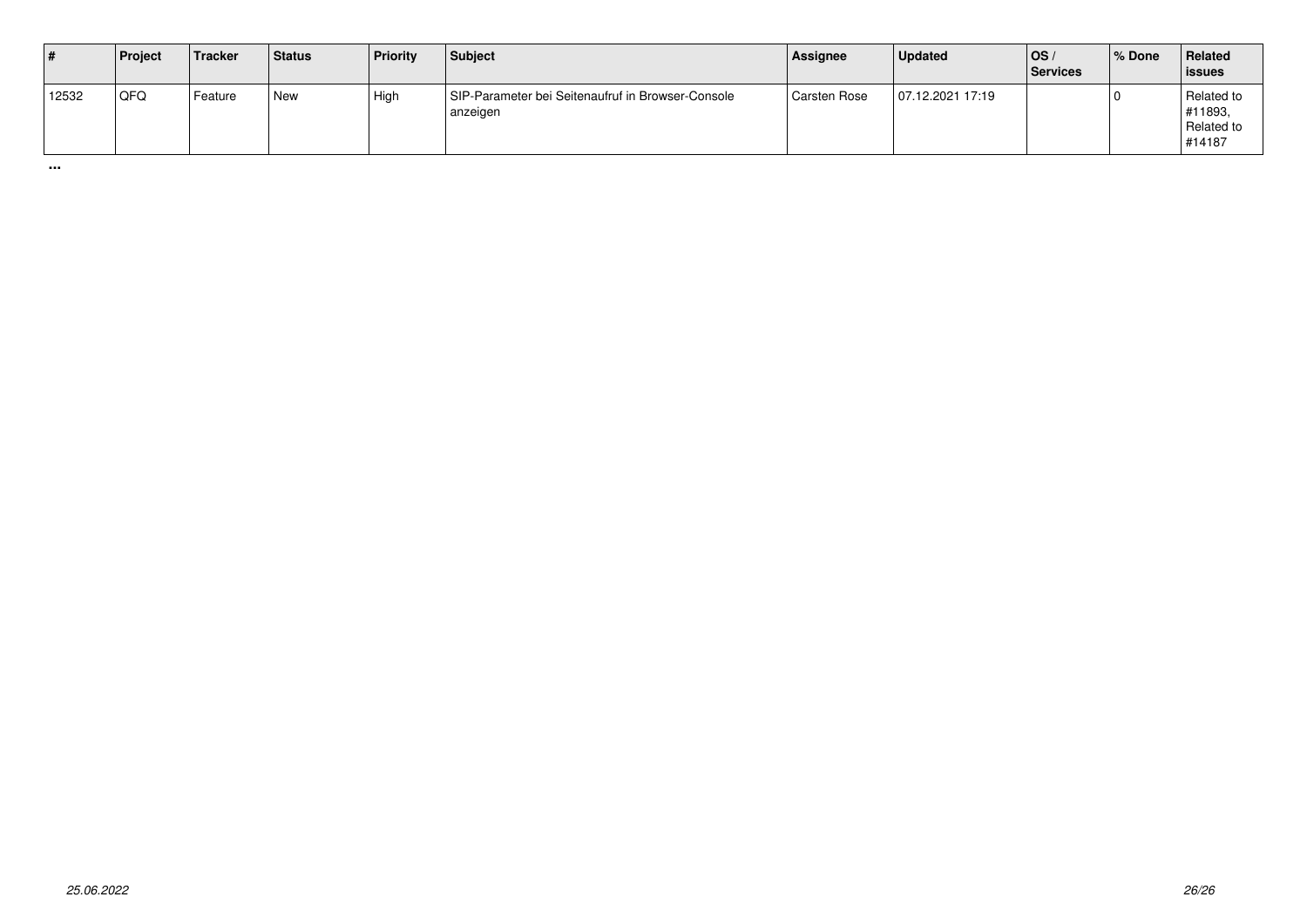| # | Project | Tracker | Status | Priority | Subject | Assignee | Updated | OS / Services | % Done | Related issues |
|---|---|---|---|---|---|---|---|---|---|---|
| 12532 | QFQ | Feature | New | High | SIP-Parameter bei Seitenaufruf in Browser-Console anzeigen | Carsten Rose | 07.12.2021 17:19 | | 0 | Related to #11893, Related to #14187 |

**...**